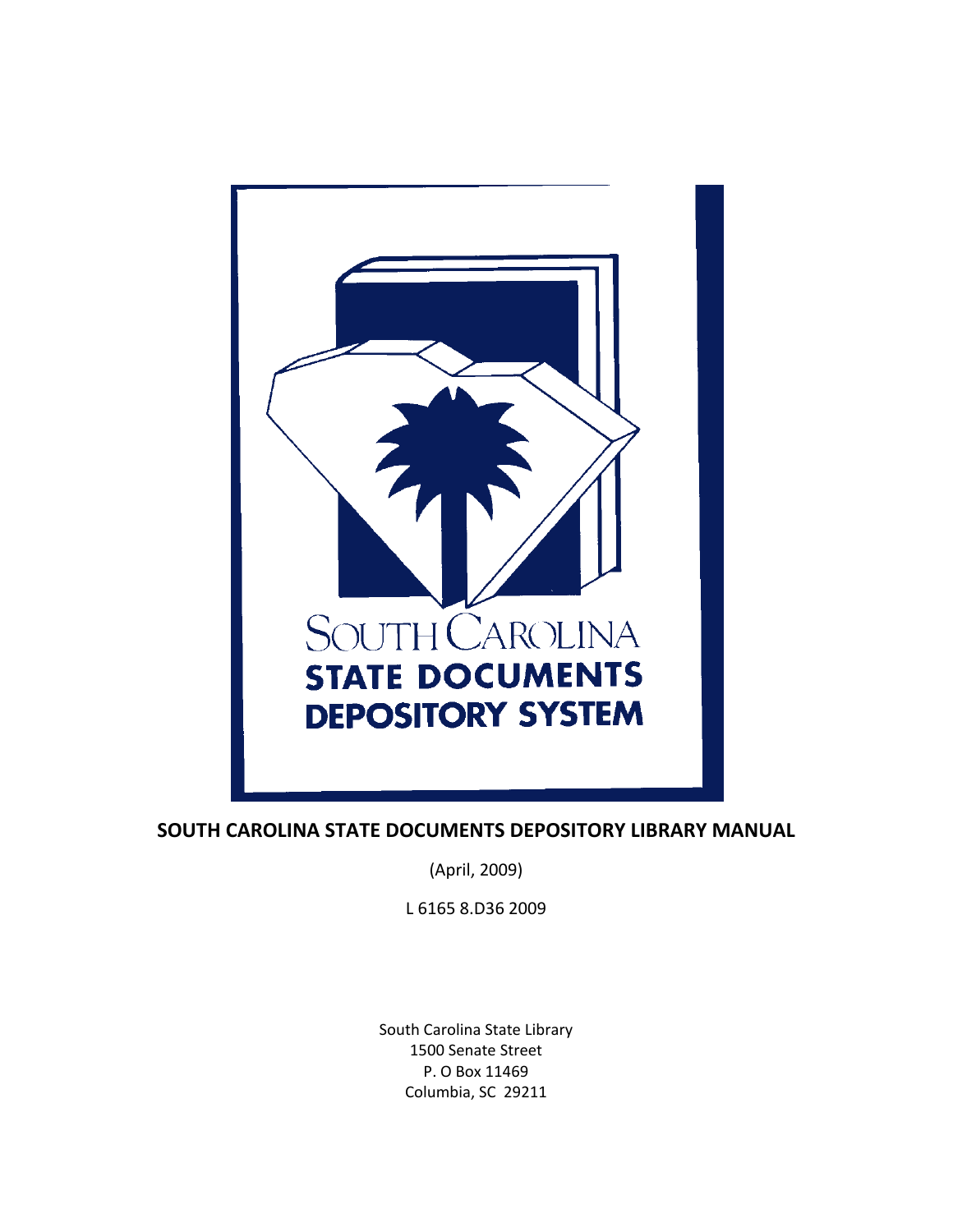SOUTH CAROLINA
STATE DOCUMENTS
DEPOSITORY SYSTEM

# SOUTH CAROLINA STATE DOCUMENTS DEPOSITORY LIBRARY MANUAL

(April, 2009)

L 6165 8.D36 2009

South Carolina State Library
1500 Senate Street
P. O Box 11469
Columbia, SC 29211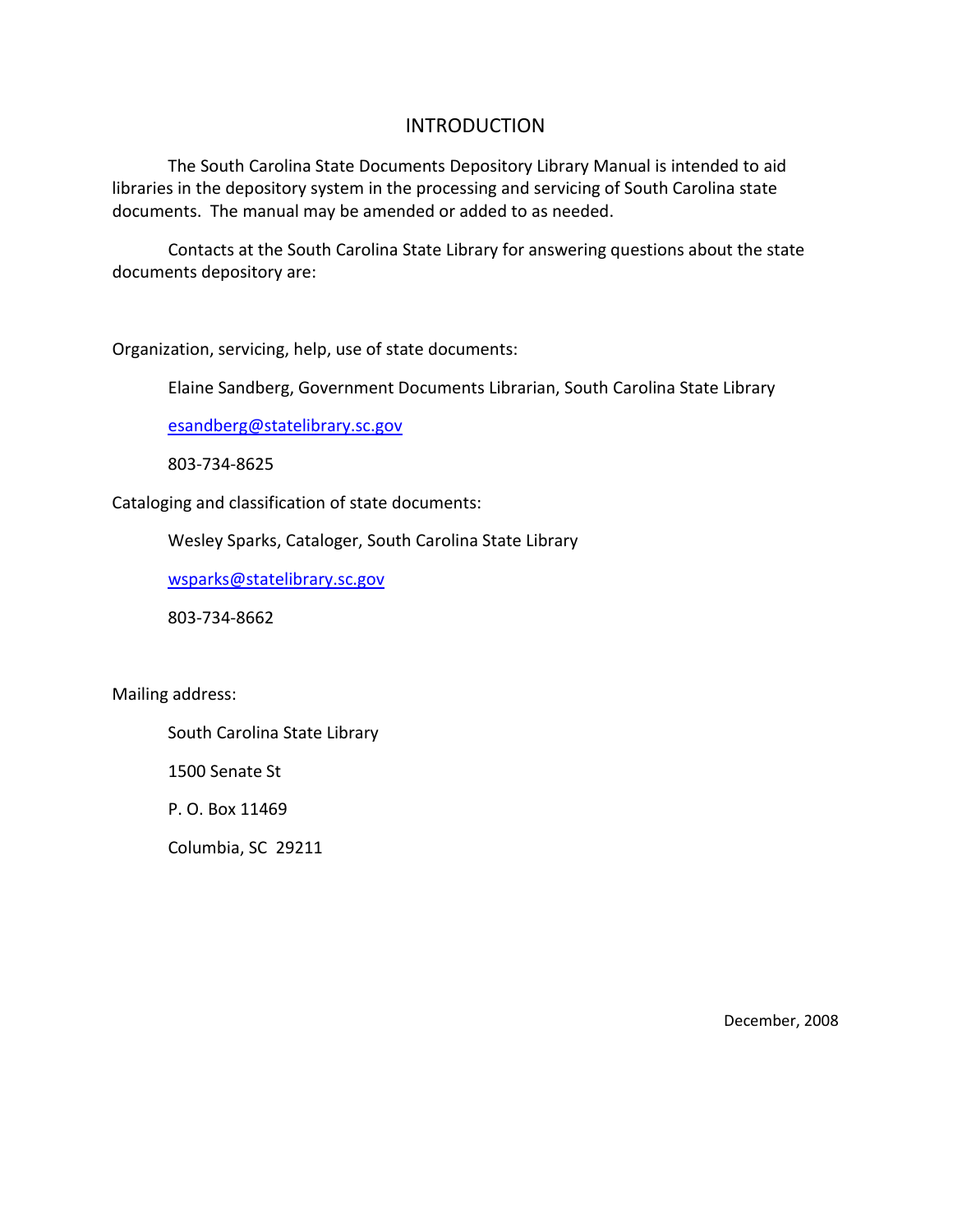# INTRODUCTION

The South Carolina State Documents Depository Library Manual is intended to aid libraries in the depository system in the processing and servicing of South Carolina state documents. The manual may be amended or added to as needed.

Contacts at the South Carolina State Library for answering questions about the state documents depository are:

Organization, servicing, help, use of state documents:

Elaine Sandberg, Government Documents Librarian, South Carolina State Library

esandberg@statelibrary.sc.gov

803-734-8625

Cataloging and classification of state documents:

Wesley Sparks, Cataloger, South Carolina State Library

wsparks@statelibrary.sc.gov

803-734-8662

Mailing address:

South Carolina State Library

1500 Senate St

P. O. Box 11469

Columbia, SC 29211

December, 2008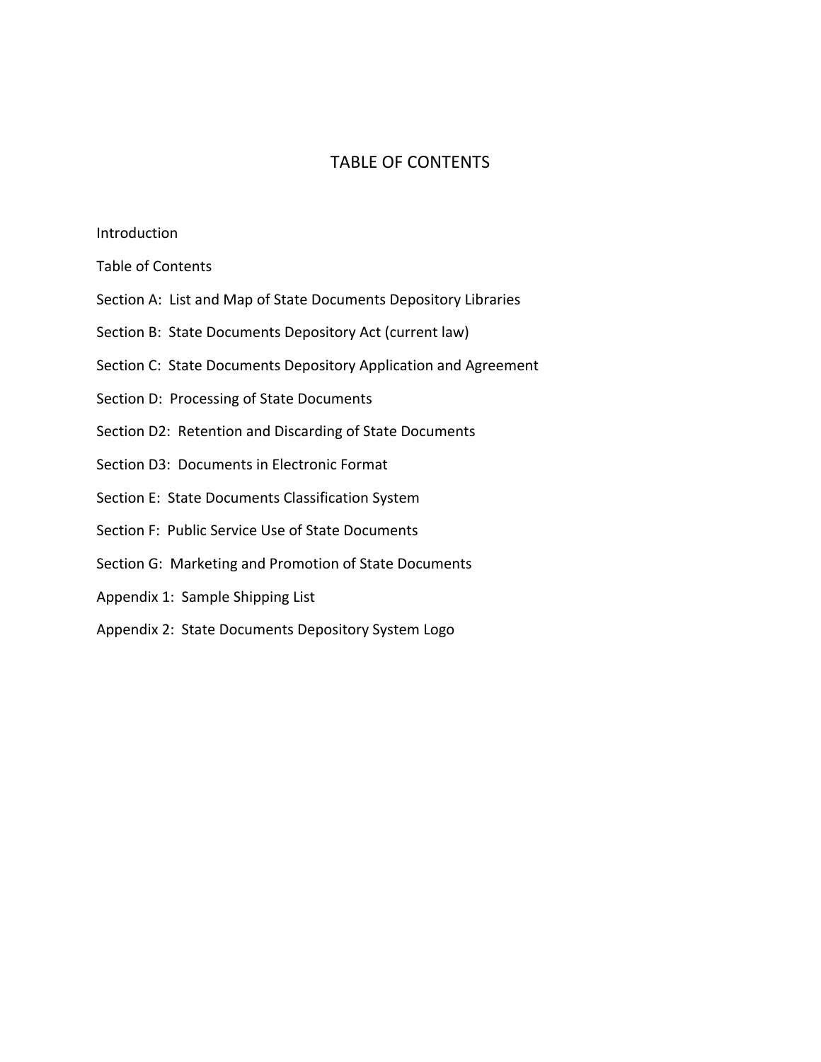# TABLE OF CONTENTS

Introduction

Table of Contents

Section A: List and Map of State Documents Depository Libraries

Section B: State Documents Depository Act (current law)

Section C: State Documents Depository Application and Agreement

Section D: Processing of State Documents

Section D2: Retention and Discarding of State Documents

Section D3: Documents in Electronic Format

Section E: State Documents Classification System

Section F: Public Service Use of State Documents

Section G: Marketing and Promotion of State Documents

Appendix 1: Sample Shipping List

Appendix 2: State Documents Depository System Logo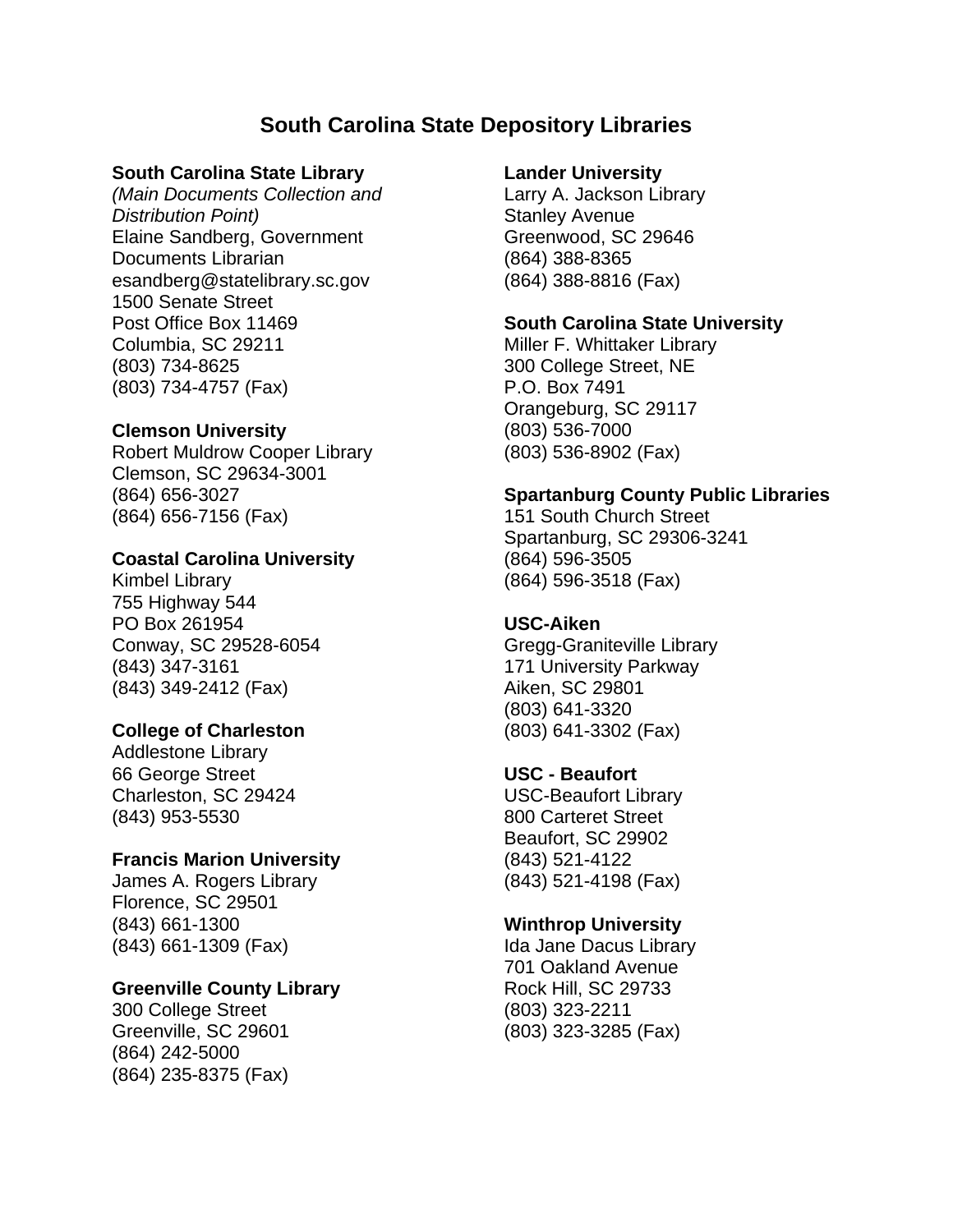# South Carolina State Depository Libraries

**South Carolina State Library**
*(Main Documents Collection and Distribution Point)*
Elaine Sandberg, Government Documents Librarian
esandberg@statelibrary.sc.gov
1500 Senate Street
Post Office Box 11469
Columbia, SC 29211
(803) 734-8625
(803) 734-4757 (Fax)

**Clemson University**
Robert Muldrow Cooper Library
Clemson, SC 29634-3001
(864) 656-3027
(864) 656-7156 (Fax)

**Coastal Carolina University**
Kimbel Library
755 Highway 544
PO Box 261954
Conway, SC 29528-6054
(843) 347-3161
(843) 349-2412 (Fax)

**College of Charleston**
Addlestone Library
66 George Street
Charleston, SC 29424
(843) 953-5530

**Francis Marion University**
James A. Rogers Library
Florence, SC 29501
(843) 661-1300
(843) 661-1309 (Fax)

**Greenville County Library**
300 College Street
Greenville, SC 29601
(864) 242-5000
(864) 235-8375 (Fax)

**Lander University**
Larry A. Jackson Library
Stanley Avenue
Greenwood, SC 29646
(864) 388-8365
(864) 388-8816 (Fax)

**South Carolina State University**
Miller F. Whittaker Library
300 College Street, NE
P.O. Box 7491
Orangeburg, SC 29117
(803) 536-7000
(803) 536-8902 (Fax)

**Spartanburg County Public Libraries**
151 South Church Street
Spartanburg, SC 29306-3241
(864) 596-3505
(864) 596-3518 (Fax)

**USC-Aiken**
Gregg-Graniteville Library
171 University Parkway
Aiken, SC 29801
(803) 641-3320
(803) 641-3302 (Fax)

**USC - Beaufort**
USC-Beaufort Library
800 Carteret Street
Beaufort, SC 29902
(843) 521-4122
(843) 521-4198 (Fax)

**Winthrop University**
Ida Jane Dacus Library
701 Oakland Avenue
Rock Hill, SC 29733
(803) 323-2211
(803) 323-3285 (Fax)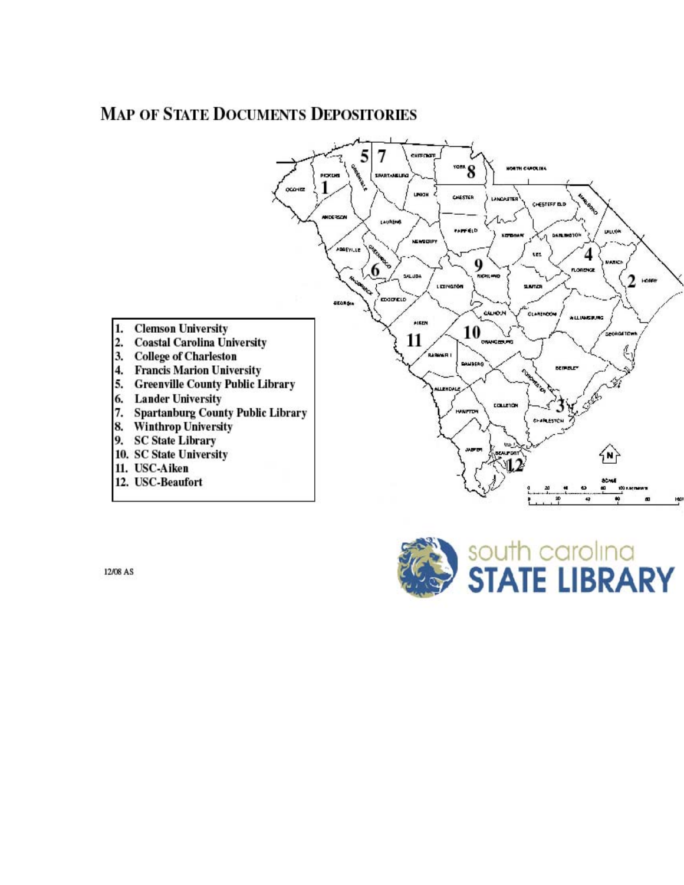# Map of State Documents Depositories

1. Clemson University
2. Coastal Carolina University
3. College of Charleston
4. Francis Marion University
5. Greenville County Public Library
6. Lander University
7. Spartanburg County Public Library
8. Winthrop University
9. SC State Library
10. SC State University
11. USC-Aiken
12. USC-Beaufort

12/08 AS

south carolina STATE LIBRARY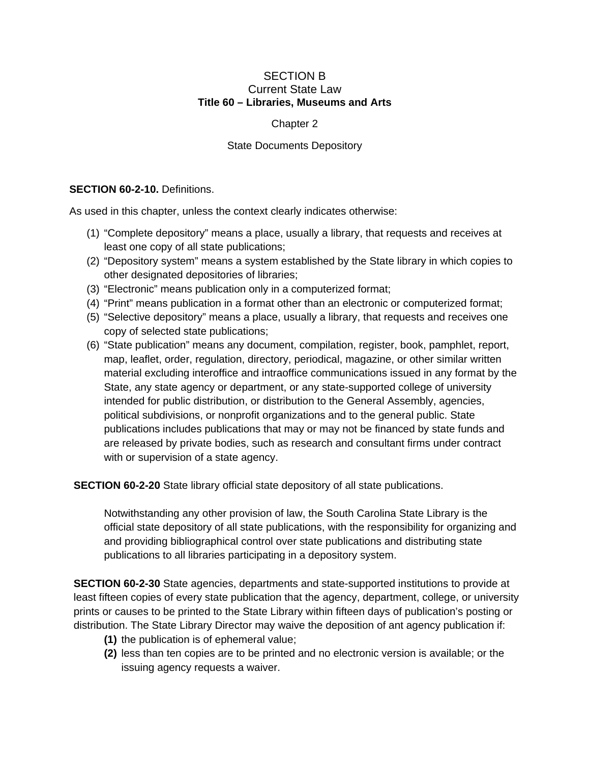SECTION B
Current State Law
**Title 60 – Libraries, Museums and Arts**

Chapter 2

State Documents Depository

**SECTION 60-2-10.** Definitions.

As used in this chapter, unless the context clearly indicates otherwise:

(1) "Complete depository" means a place, usually a library, that requests and receives at least one copy of all state publications;
(2) "Depository system" means a system established by the State library in which copies to other designated depositories of libraries;
(3) "Electronic" means publication only in a computerized format;
(4) "Print" means publication in a format other than an electronic or computerized format;
(5) "Selective depository" means a place, usually a library, that requests and receives one copy of selected state publications;
(6) "State publication" means any document, compilation, register, book, pamphlet, report, map, leaflet, order, regulation, directory, periodical, magazine, or other similar written material excluding interoffice and intraoffice communications issued in any format by the State, any state agency or department, or any state-supported college of university intended for public distribution, or distribution to the General Assembly, agencies, political subdivisions, or nonprofit organizations and to the general public. State publications includes publications that may or may not be financed by state funds and are released by private bodies, such as research and consultant firms under contract with or supervision of a state agency.

**SECTION 60-2-20** State library official state depository of all state publications.

Notwithstanding any other provision of law, the South Carolina State Library is the official state depository of all state publications, with the responsibility for organizing and and providing bibliographical control over state publications and distributing state publications to all libraries participating in a depository system.

**SECTION 60-2-30** State agencies, departments and state-supported institutions to provide at least fifteen copies of every state publication that the agency, department, college, or university prints or causes to be printed to the State Library within fifteen days of publication's posting or distribution. The State Library Director may waive the deposition of ant agency publication if:

**(1)** the publication is of ephemeral value;
**(2)** less than ten copies are to be printed and no electronic version is available; or the issuing agency requests a waiver.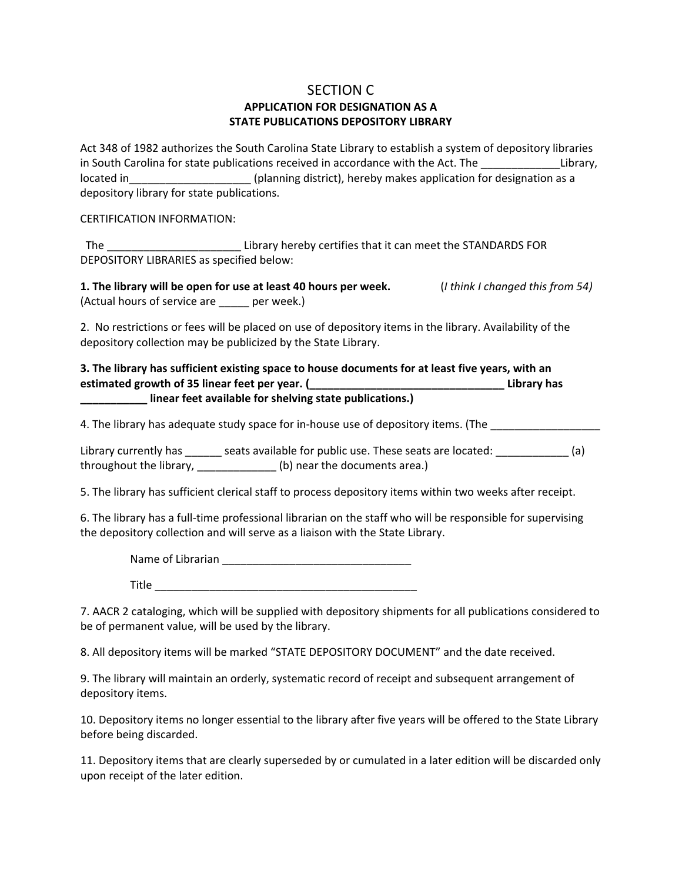# SECTION C

## APPLICATION FOR DESIGNATION AS A STATE PUBLICATIONS DEPOSITORY LIBRARY

Act 348 of 1982 authorizes the South Carolina State Library to establish a system of depository libraries in South Carolina for state publications received in accordance with the Act. The _____________Library, located in____________________ (planning district), hereby makes application for designation as a depository library for state publications.

CERTIFICATION INFORMATION:

The ______________________ Library hereby certifies that it can meet the STANDARDS FOR DEPOSITORY LIBRARIES as specified below:

**1. The library will be open for use at least 40 hours per week.** (*I think I changed this from 54)*
(Actual hours of service are _____ per week.)

2. No restrictions or fees will be placed on use of depository items in the library. Availability of the depository collection may be publicized by the State Library.

**3. The library has sufficient existing space to house documents for at least five years, with an estimated growth of 35 linear feet per year. (________________________________ Library has ___________ linear feet available for shelving state publications.)**

4. The library has adequate study space for in-house use of depository items. (The __________________ Library currently has ______ seats available for public use. These seats are located: ____________ (a) throughout the library, _____________ (b) near the documents area.)

5. The library has sufficient clerical staff to process depository items within two weeks after receipt.

6. The library has a full-time professional librarian on the staff who will be responsible for supervising the depository collection and will serve as a liaison with the State Library.

Name of Librarian _______________________________

Title ____________________________________________

7. AACR 2 cataloging, which will be supplied with depository shipments for all publications considered to be of permanent value, will be used by the library.

8. All depository items will be marked "STATE DEPOSITORY DOCUMENT" and the date received.

9. The library will maintain an orderly, systematic record of receipt and subsequent arrangement of depository items.

10. Depository items no longer essential to the library after five years will be offered to the State Library before being discarded.

11. Depository items that are clearly superseded by or cumulated in a later edition will be discarded only upon receipt of the later edition.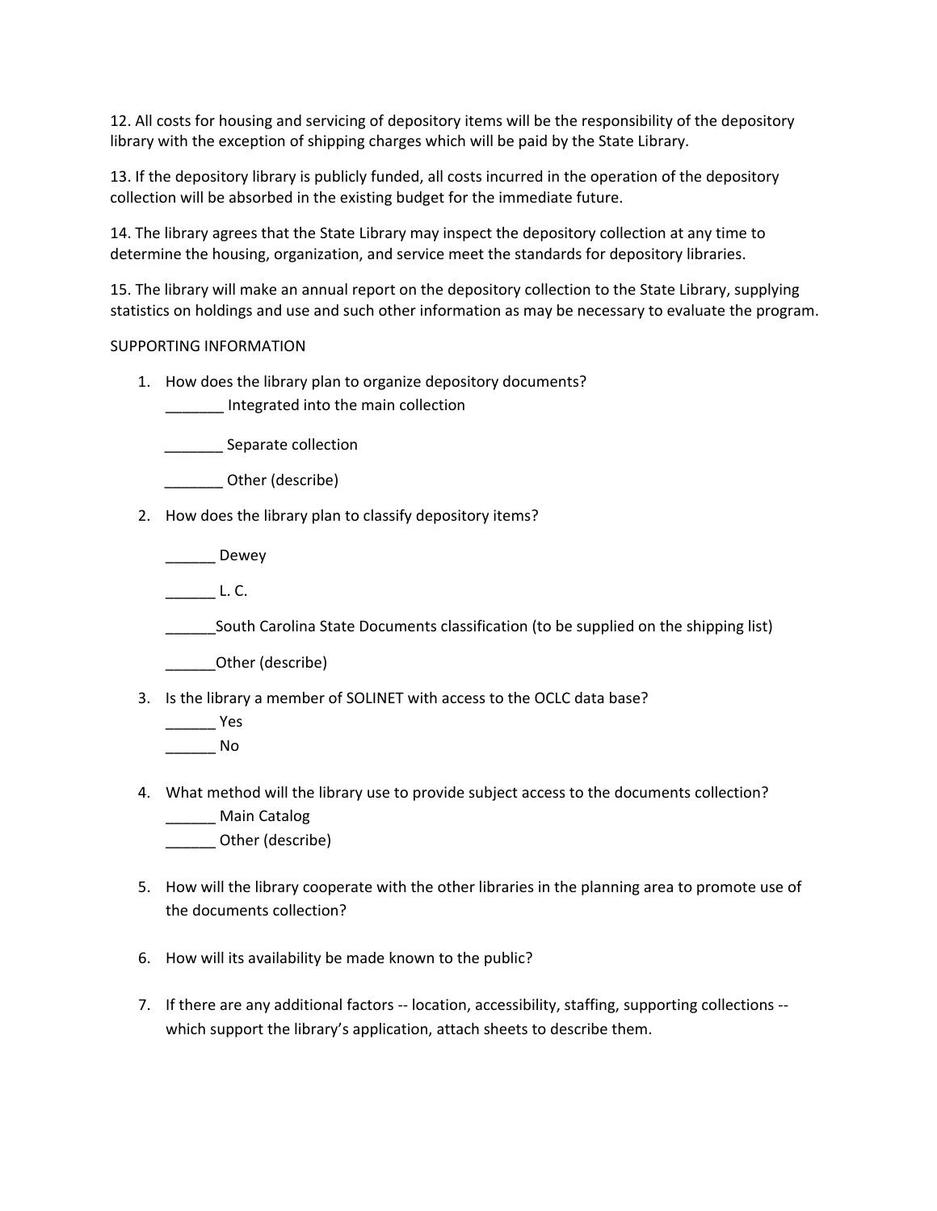12. All costs for housing and servicing of depository items will be the responsibility of the depository library with the exception of shipping charges which will be paid by the State Library.

13. If the depository library is publicly funded, all costs incurred in the operation of the depository collection will be absorbed in the existing budget for the immediate future.

14. The library agrees that the State Library may inspect the depository collection at any time to determine the housing, organization, and service meet the standards for depository libraries.

15. The library will make an annual report on the depository collection to the State Library, supplying statistics on holdings and use and such other information as may be necessary to evaluate the program.

SUPPORTING INFORMATION

1. How does the library plan to organize depository documents?

   _______ Integrated into the main collection

   _______ Separate collection

   _______ Other (describe)

2. How does the library plan to classify depository items?

   ______ Dewey

   ______ L. C.

   ______South Carolina State Documents classification (to be supplied on the shipping list)

   ______Other (describe)

3. Is the library a member of SOLINET with access to the OCLC data base?

   ______ Yes

   ______ No

4. What method will the library use to provide subject access to the documents collection?

   ______ Main Catalog

   ______ Other (describe)

5. How will the library cooperate with the other libraries in the planning area to promote use of the documents collection?

6. How will its availability be made known to the public?

7. If there are any additional factors -- location, accessibility, staffing, supporting collections -- which support the library's application, attach sheets to describe them.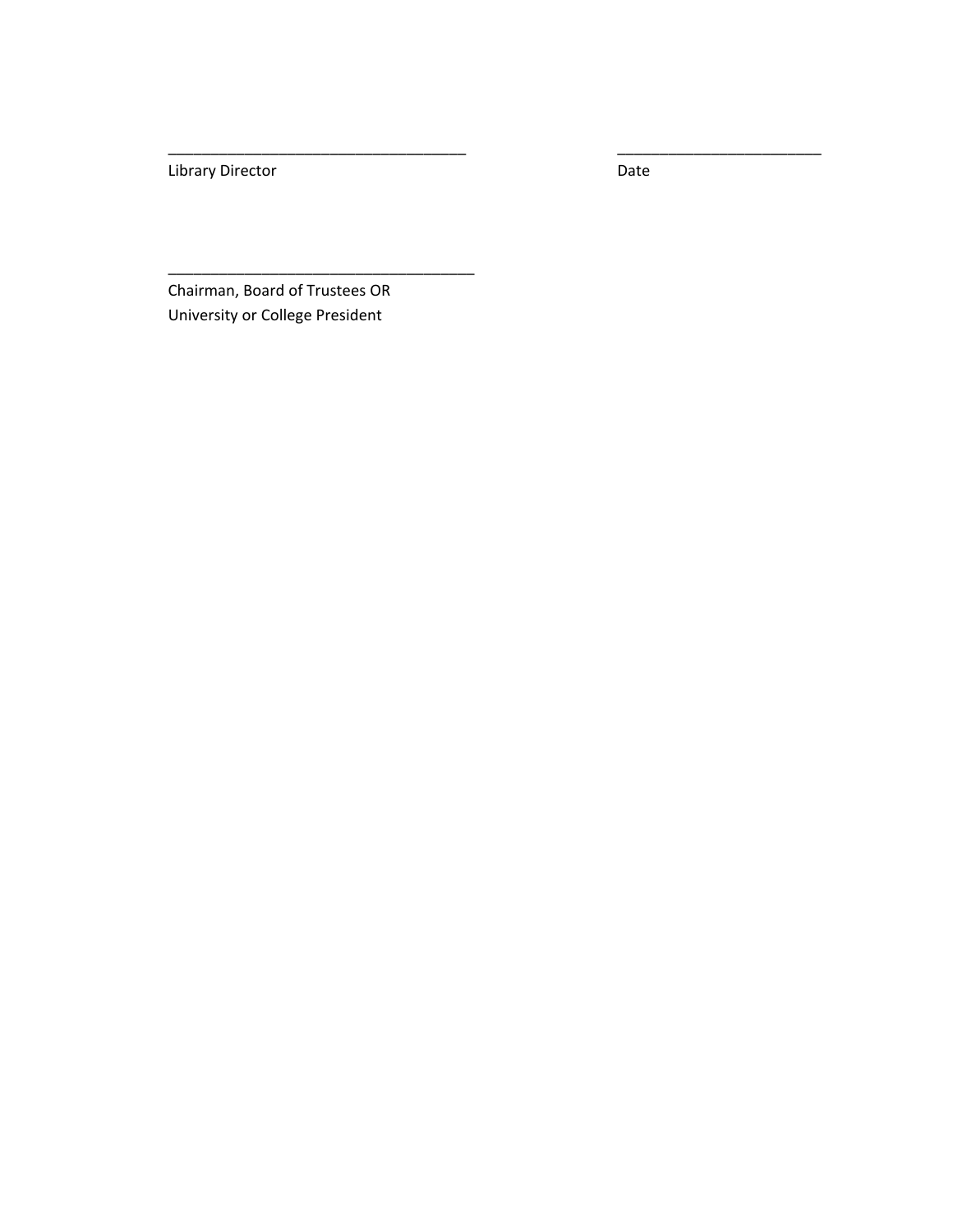\_\_\_\_\_\_\_\_\_\_\_\_\_\_\_\_\_\_\_\_\_\_\_\_\_\_\_\_\_\_\_\_\_\_\_\_ \_\_\_\_\_\_\_\_\_\_\_\_\_\_\_\_\_\_\_\_\_\_\_\_\_
Library Director Date

\_\_\_\_\_\_\_\_\_\_\_\_\_\_\_\_\_\_\_\_\_\_\_\_\_\_\_\_\_\_\_\_\_\_\_\_\_
Chairman, Board of Trustees OR
University or College President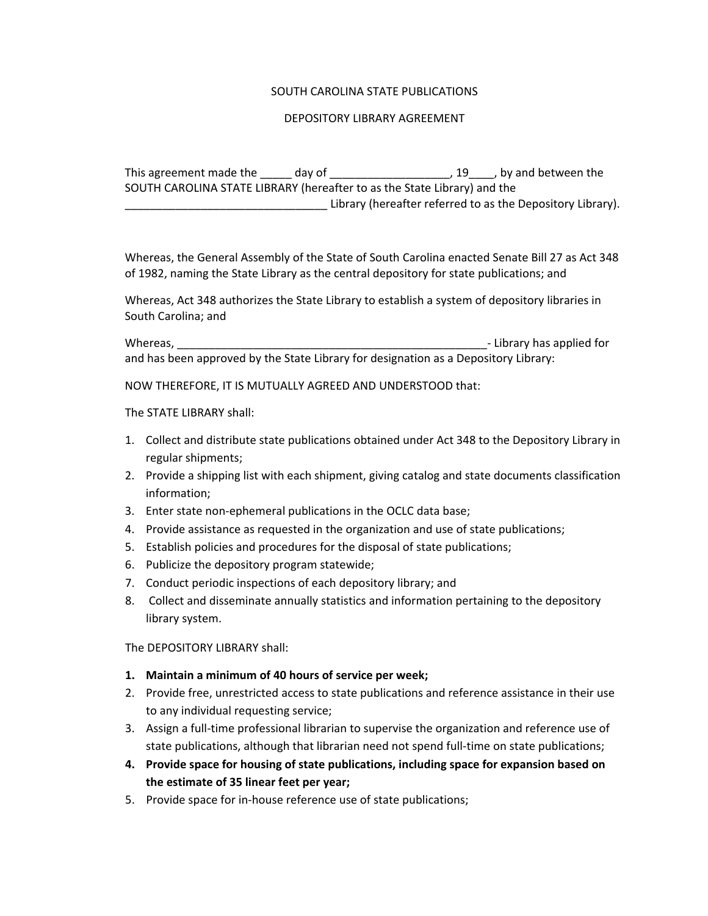SOUTH CAROLINA STATE PUBLICATIONS

DEPOSITORY LIBRARY AGREEMENT

This agreement made the _____ day of ___________________, 19____, by and between the SOUTH CAROLINA STATE LIBRARY (hereafter to as the State Library) and the ________________________________ Library (hereafter referred to as the Depository Library).

Whereas, the General Assembly of the State of South Carolina enacted Senate Bill 27 as Act 348 of 1982, naming the State Library as the central depository for state publications; and

Whereas, Act 348 authorizes the State Library to establish a system of depository libraries in South Carolina; and

Whereas, ___________________________________________________- Library has applied for and has been approved by the State Library for designation as a Depository Library:

NOW THEREFORE, IT IS MUTUALLY AGREED AND UNDERSTOOD that:

The STATE LIBRARY shall:

1. Collect and distribute state publications obtained under Act 348 to the Depository Library in regular shipments;
2. Provide a shipping list with each shipment, giving catalog and state documents classification information;
3. Enter state non-ephemeral publications in the OCLC data base;
4. Provide assistance as requested in the organization and use of state publications;
5. Establish policies and procedures for the disposal of state publications;
6. Publicize the depository program statewide;
7. Conduct periodic inspections of each depository library; and
8. Collect and disseminate annually statistics and information pertaining to the depository library system.

The DEPOSITORY LIBRARY shall:

1. **Maintain a minimum of 40 hours of service per week;**
2. Provide free, unrestricted access to state publications and reference assistance in their use to any individual requesting service;
3. Assign a full-time professional librarian to supervise the organization and reference use of state publications, although that librarian need not spend full-time on state publications;
4. **Provide space for housing of state publications, including space for expansion based on the estimate of 35 linear feet per year;**
5. Provide space for in-house reference use of state publications;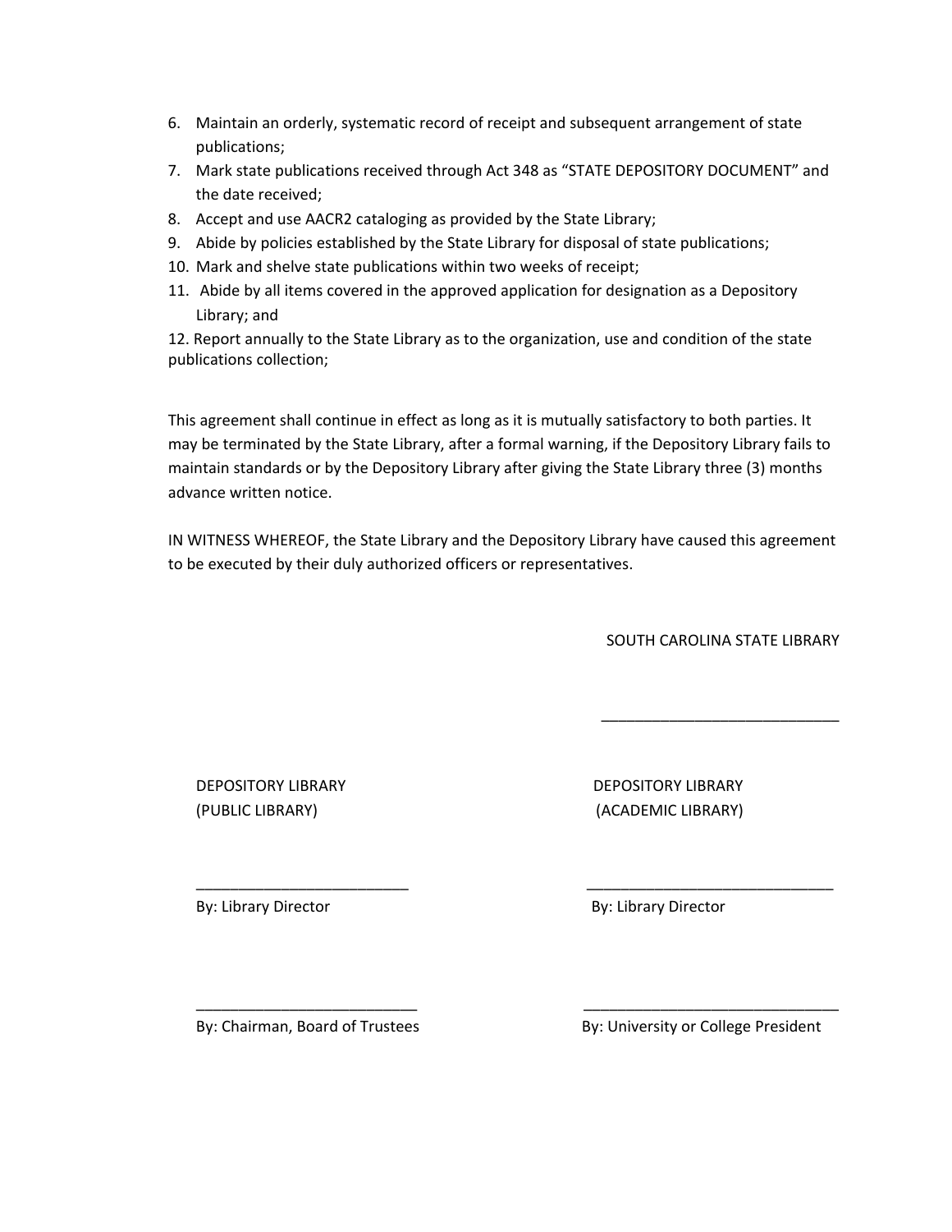6. Maintain an orderly, systematic record of receipt and subsequent arrangement of state publications;
7. Mark state publications received through Act 348 as "STATE DEPOSITORY DOCUMENT" and the date received;
8. Accept and use AACR2 cataloging as provided by the State Library;
9. Abide by policies established by the State Library for disposal of state publications;
10. Mark and shelve state publications within two weeks of receipt;
11. Abide by all items covered in the approved application for designation as a Depository Library; and
12. Report annually to the State Library as to the organization, use and condition of the state publications collection;

This agreement shall continue in effect as long as it is mutually satisfactory to both parties. It may be terminated by the State Library, after a formal warning, if the Depository Library fails to maintain standards or by the Depository Library after giving the State Library three (3) months advance written notice.

IN WITNESS WHEREOF, the State Library and the Depository Library have caused this agreement to be executed by their duly authorized officers or representatives.

SOUTH CAROLINA STATE LIBRARY

\_\_\_\_\_\_\_\_\_\_\_\_\_\_\_\_\_\_\_\_\_\_\_\_\_\_\_\_

| DEPOSITORY LIBRARY (PUBLIC LIBRARY) | DEPOSITORY LIBRARY (ACADEMIC LIBRARY) |
| --- | --- |
| \_\_\_\_\_\_\_\_\_\_\_\_\_\_\_\_\_\_\_\_\_\_\_\_\_\_ By: Library Director | \_\_\_\_\_\_\_\_\_\_\_\_\_\_\_\_\_\_\_\_\_\_\_\_\_\_ By: Library Director |
| \_\_\_\_\_\_\_\_\_\_\_\_\_\_\_\_\_\_\_\_\_\_\_\_\_\_ By: Chairman, Board of Trustees | \_\_\_\_\_\_\_\_\_\_\_\_\_\_\_\_\_\_\_\_\_\_\_\_\_\_ By: University or College President |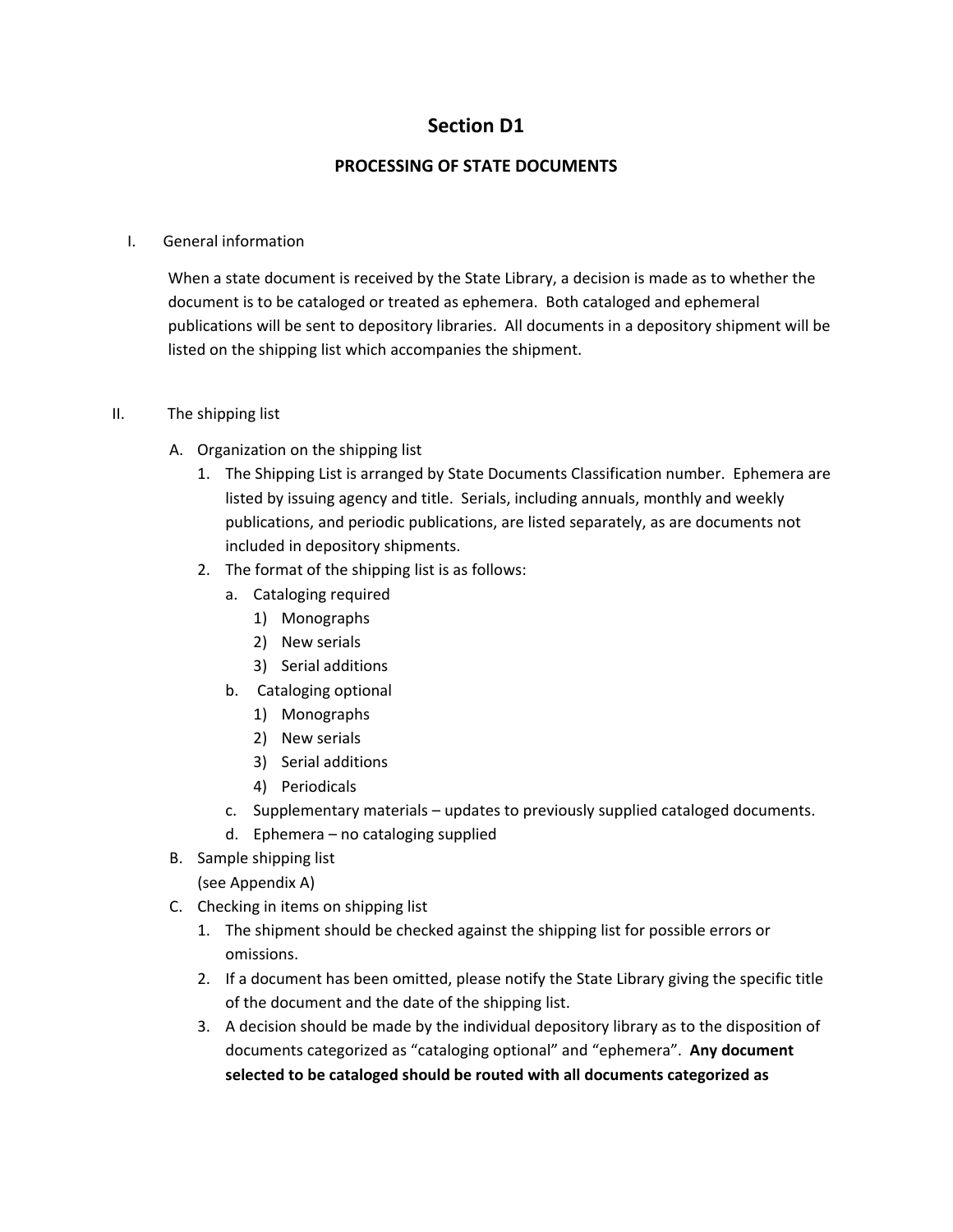# Section D1

## PROCESSING OF STATE DOCUMENTS

I. General information

When a state document is received by the State Library, a decision is made as to whether the document is to be cataloged or treated as ephemera. Both cataloged and ephemeral publications will be sent to depository libraries. All documents in a depository shipment will be listed on the shipping list which accompanies the shipment.

II. The shipping list

A. Organization on the shipping list
   1. The Shipping List is arranged by State Documents Classification number. Ephemera are listed by issuing agency and title. Serials, including annuals, monthly and weekly publications, and periodic publications, are listed separately, as are documents not included in depository shipments.
   2. The format of the shipping list is as follows:
      a. Cataloging required
         1) Monographs
         2) New serials
         3) Serial additions
      b. Cataloging optional
         1) Monographs
         2) New serials
         3) Serial additions
         4) Periodicals
      c. Supplementary materials – updates to previously supplied cataloged documents.
      d. Ephemera – no cataloging supplied

B. Sample shipping list
   (see Appendix A)

C. Checking in items on shipping list
   1. The shipment should be checked against the shipping list for possible errors or omissions.
   2. If a document has been omitted, please notify the State Library giving the specific title of the document and the date of the shipping list.
   3. A decision should be made by the individual depository library as to the disposition of documents categorized as "cataloging optional" and "ephemera". **Any document selected to be cataloged should be routed with all documents categorized as**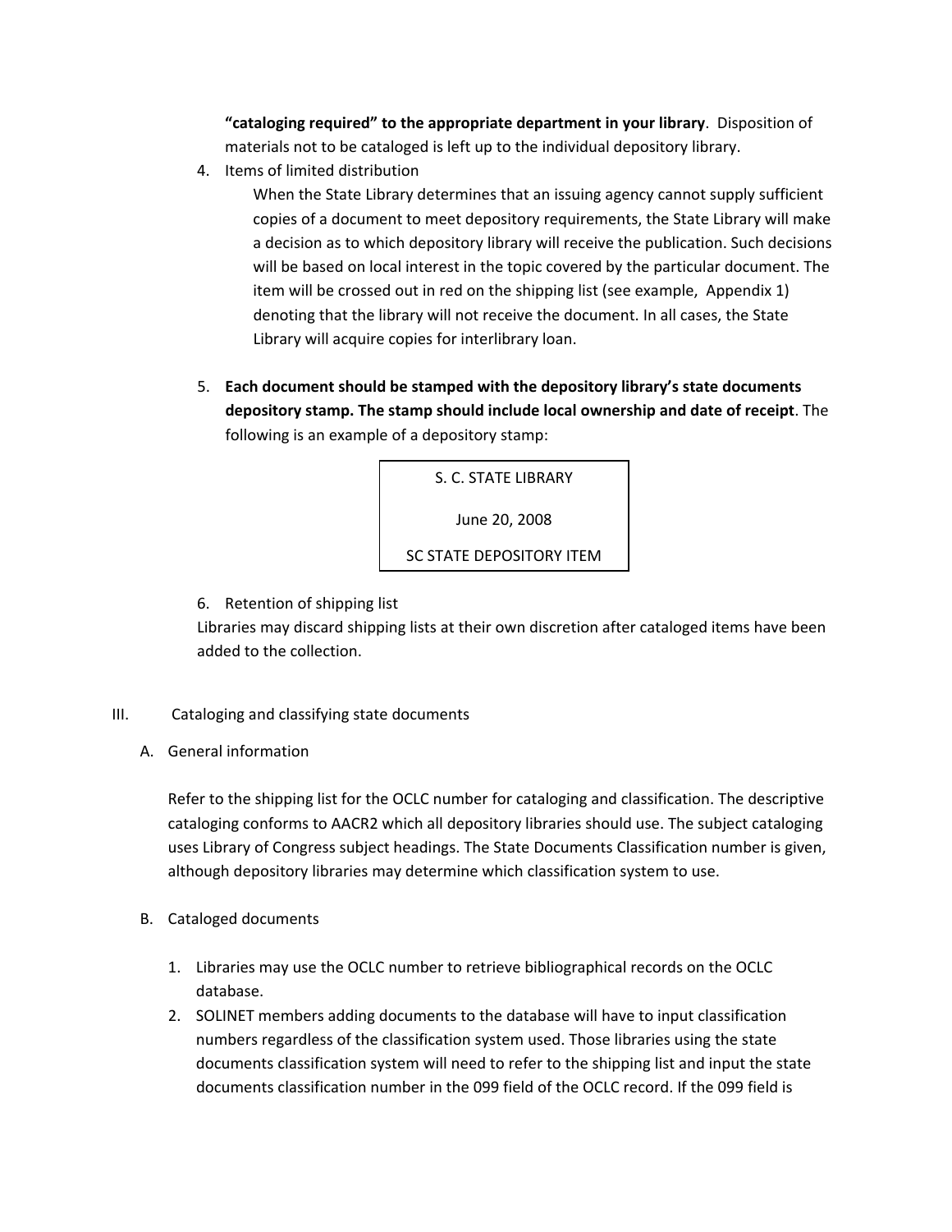**"cataloging required" to the appropriate department in your library**. Disposition of materials not to be cataloged is left up to the individual depository library.

4. Items of limited distribution

   When the State Library determines that an issuing agency cannot supply sufficient copies of a document to meet depository requirements, the State Library will make a decision as to which depository library will receive the publication. Such decisions will be based on local interest in the topic covered by the particular document. The item will be crossed out in red on the shipping list (see example, Appendix 1) denoting that the library will not receive the document. In all cases, the State Library will acquire copies for interlibrary loan.

5. **Each document should be stamped with the depository library's state documents depository stamp. The stamp should include local ownership and date of receipt**. The following is an example of a depository stamp:

| S. C. STATE LIBRARY |
|---|
| June 20, 2008 |
| SC STATE DEPOSITORY ITEM |

6. Retention of shipping list

   Libraries may discard shipping lists at their own discretion after cataloged items have been added to the collection.

## III. Cataloging and classifying state documents

### A. General information

Refer to the shipping list for the OCLC number for cataloging and classification. The descriptive cataloging conforms to AACR2 which all depository libraries should use. The subject cataloging uses Library of Congress subject headings. The State Documents Classification number is given, although depository libraries may determine which classification system to use.

### B. Cataloged documents

1. Libraries may use the OCLC number to retrieve bibliographical records on the OCLC database.
2. SOLINET members adding documents to the database will have to input classification numbers regardless of the classification system used. Those libraries using the state documents classification system will need to refer to the shipping list and input the state documents classification number in the 099 field of the OCLC record. If the 099 field is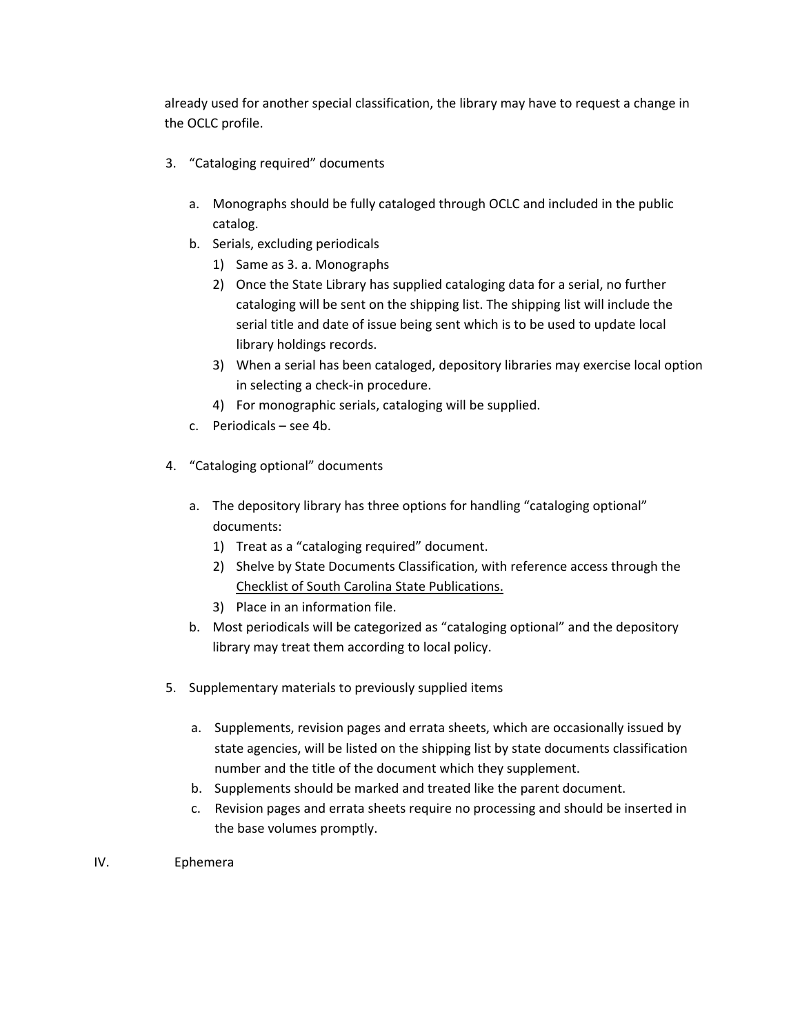already used for another special classification, the library may have to request a change in the OCLC profile.

3. "Cataloging required" documents

   a. Monographs should be fully cataloged through OCLC and included in the public catalog.
   b. Serials, excluding periodicals
      1) Same as 3. a. Monographs
      2) Once the State Library has supplied cataloging data for a serial, no further cataloging will be sent on the shipping list. The shipping list will include the serial title and date of issue being sent which is to be used to update local library holdings records.
      3) When a serial has been cataloged, depository libraries may exercise local option in selecting a check-in procedure.
      4) For monographic serials, cataloging will be supplied.
   c. Periodicals – see 4b.

4. "Cataloging optional" documents

   a. The depository library has three options for handling "cataloging optional" documents:
      1) Treat as a "cataloging required" document.
      2) Shelve by State Documents Classification, with reference access through the Checklist of South Carolina State Publications.
      3) Place in an information file.
   b. Most periodicals will be categorized as "cataloging optional" and the depository library may treat them according to local policy.

5. Supplementary materials to previously supplied items

   a. Supplements, revision pages and errata sheets, which are occasionally issued by state agencies, will be listed on the shipping list by state documents classification number and the title of the document which they supplement.
   b. Supplements should be marked and treated like the parent document.
   c. Revision pages and errata sheets require no processing and should be inserted in the base volumes promptly.

IV. Ephemera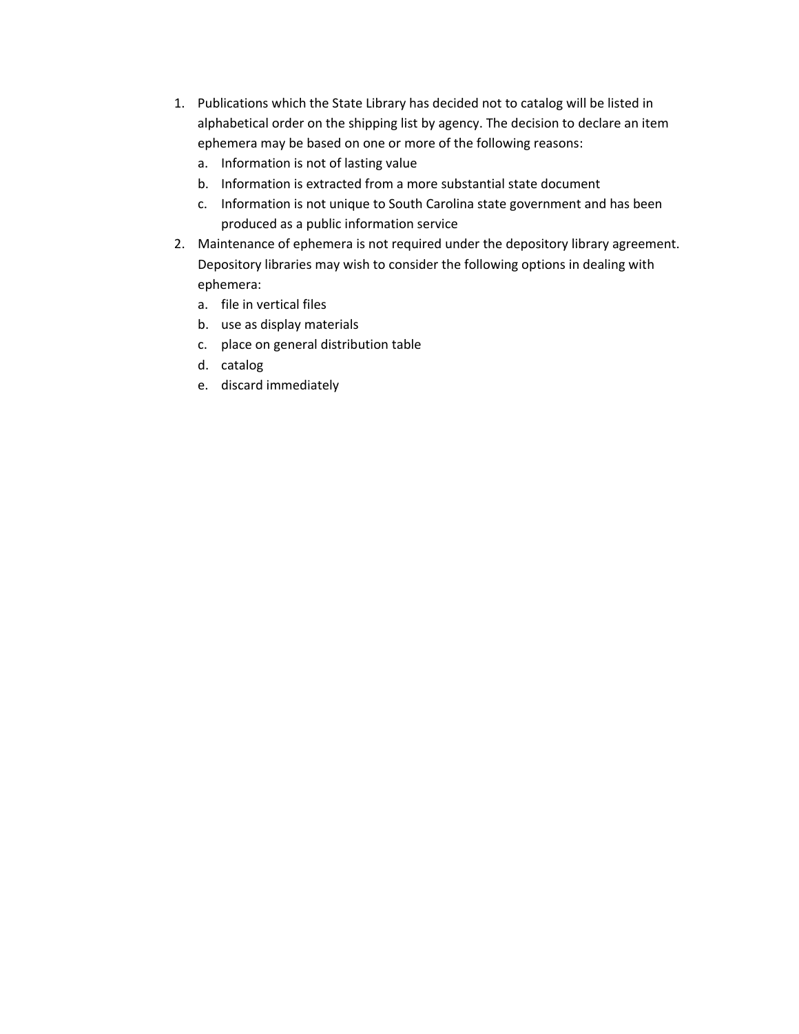1. Publications which the State Library has decided not to catalog will be listed in alphabetical order on the shipping list by agency. The decision to declare an item ephemera may be based on one or more of the following reasons:
   a. Information is not of lasting value
   b. Information is extracted from a more substantial state document
   c. Information is not unique to South Carolina state government and has been produced as a public information service
2. Maintenance of ephemera is not required under the depository library agreement. Depository libraries may wish to consider the following options in dealing with ephemera:
   a. file in vertical files
   b. use as display materials
   c. place on general distribution table
   d. catalog
   e. discard immediately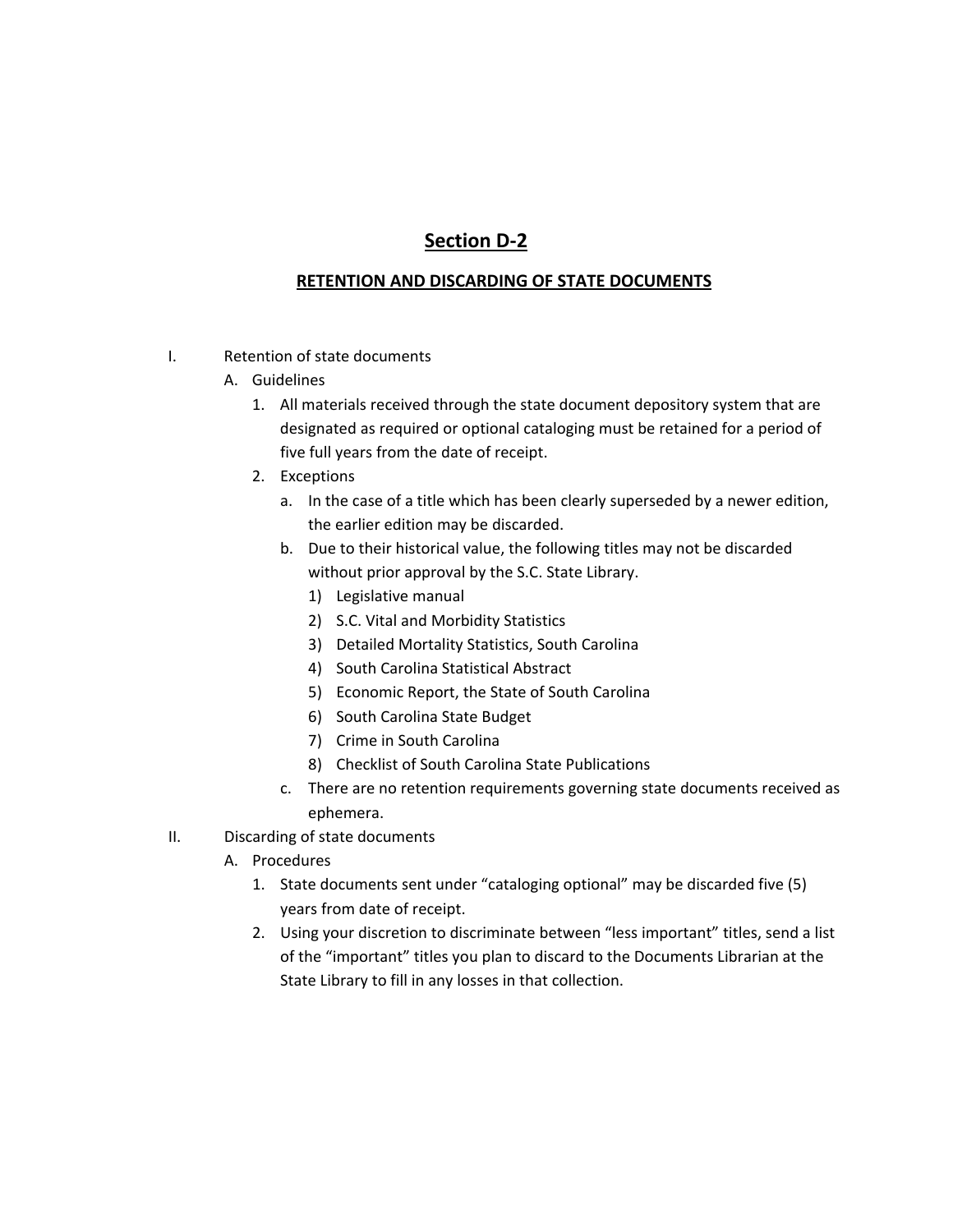# Section D-2

## RETENTION AND DISCARDING OF STATE DOCUMENTS

I. Retention of state documents

A. Guidelines

1. All materials received through the state document depository system that are designated as required or optional cataloging must be retained for a period of five full years from the date of receipt.
2. Exceptions
   a. In the case of a title which has been clearly superseded by a newer edition, the earlier edition may be discarded.
   b. Due to their historical value, the following titles may not be discarded without prior approval by the S.C. State Library.
      1) Legislative manual
      2) S.C. Vital and Morbidity Statistics
      3) Detailed Mortality Statistics, South Carolina
      4) South Carolina Statistical Abstract
      5) Economic Report, the State of South Carolina
      6) South Carolina State Budget
      7) Crime in South Carolina
      8) Checklist of South Carolina State Publications
   c. There are no retention requirements governing state documents received as ephemera.

II. Discarding of state documents

A. Procedures

1. State documents sent under “cataloging optional” may be discarded five (5) years from date of receipt.
2. Using your discretion to discriminate between “less important” titles, send a list of the “important” titles you plan to discard to the Documents Librarian at the State Library to fill in any losses in that collection.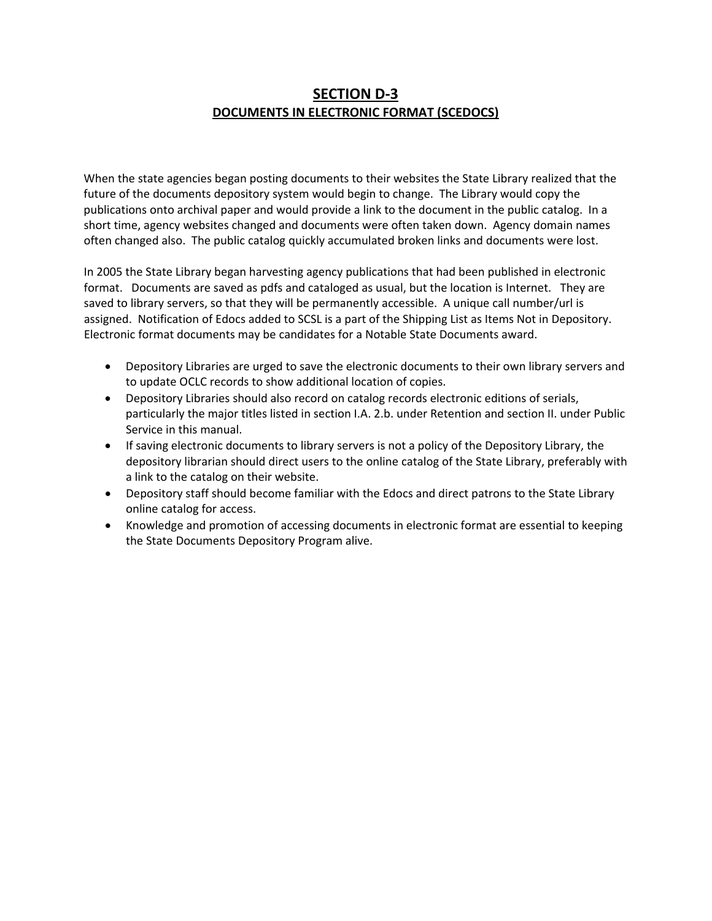# SECTION D-3

## DOCUMENTS IN ELECTRONIC FORMAT (SCEDOCS)

When the state agencies began posting documents to their websites the State Library realized that the future of the documents depository system would begin to change. The Library would copy the publications onto archival paper and would provide a link to the document in the public catalog. In a short time, agency websites changed and documents were often taken down. Agency domain names often changed also. The public catalog quickly accumulated broken links and documents were lost.

In 2005 the State Library began harvesting agency publications that had been published in electronic format. Documents are saved as pdfs and cataloged as usual, but the location is Internet. They are saved to library servers, so that they will be permanently accessible. A unique call number/url is assigned. Notification of Edocs added to SCSL is a part of the Shipping List as Items Not in Depository. Electronic format documents may be candidates for a Notable State Documents award.

- Depository Libraries are urged to save the electronic documents to their own library servers and to update OCLC records to show additional location of copies.
- Depository Libraries should also record on catalog records electronic editions of serials, particularly the major titles listed in section I.A. 2.b. under Retention and section II. under Public Service in this manual.
- If saving electronic documents to library servers is not a policy of the Depository Library, the depository librarian should direct users to the online catalog of the State Library, preferably with a link to the catalog on their website.
- Depository staff should become familiar with the Edocs and direct patrons to the State Library online catalog for access.
- Knowledge and promotion of accessing documents in electronic format are essential to keeping the State Documents Depository Program alive.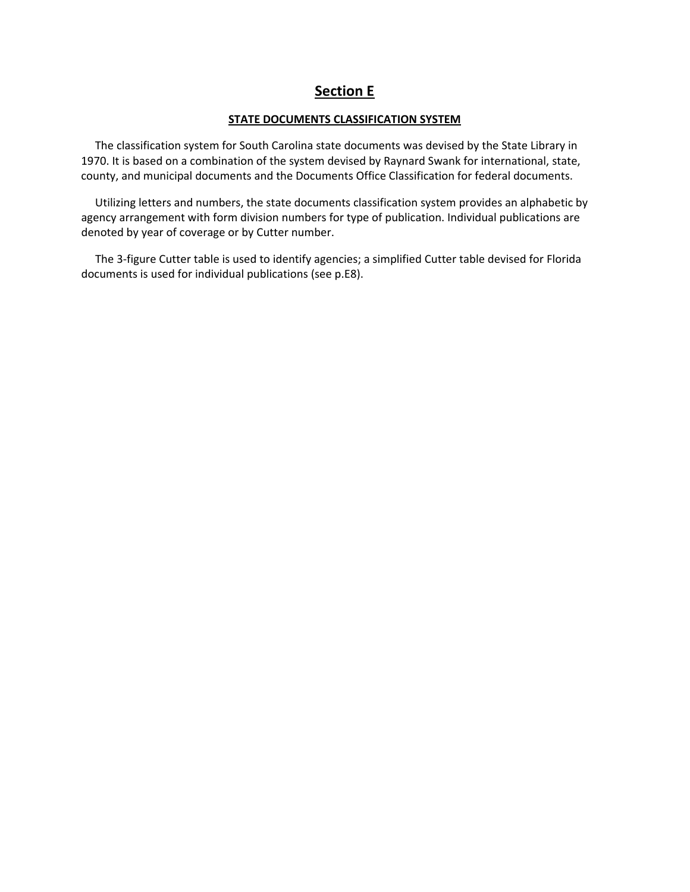## Section E

### STATE DOCUMENTS CLASSIFICATION SYSTEM

The classification system for South Carolina state documents was devised by the State Library in 1970. It is based on a combination of the system devised by Raynard Swank for international, state, county, and municipal documents and the Documents Office Classification for federal documents.

Utilizing letters and numbers, the state documents classification system provides an alphabetic by agency arrangement with form division numbers for type of publication. Individual publications are denoted by year of coverage or by Cutter number.

The 3-figure Cutter table is used to identify agencies; a simplified Cutter table devised for Florida documents is used for individual publications (see p.E8).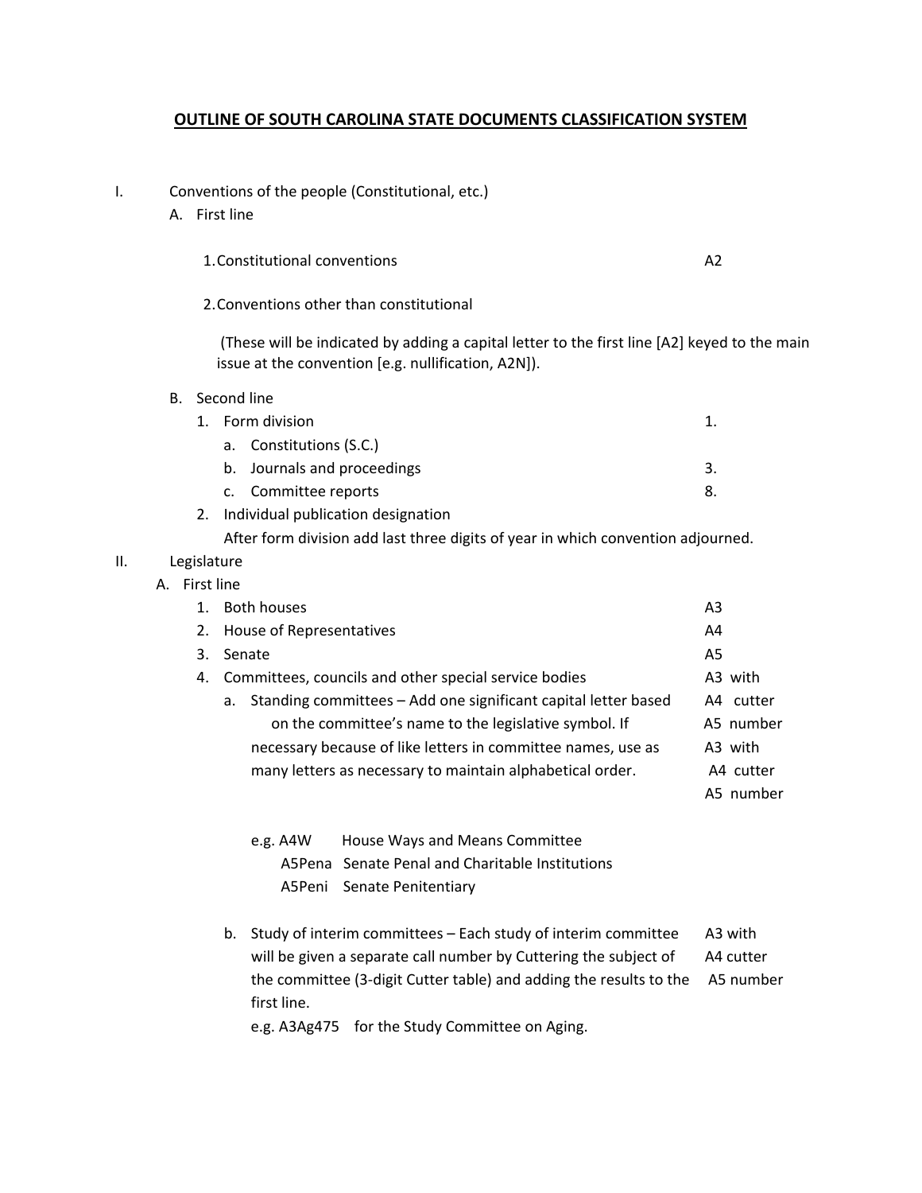# OUTLINE OF SOUTH CAROLINA STATE DOCUMENTS CLASSIFICATION SYSTEM

I. Conventions of the people (Constitutional, etc.)

A. First line

1. Constitutional conventions — A2

2. Conventions other than constitutional

(These will be indicated by adding a capital letter to the first line [A2] keyed to the main issue at the convention [e.g. nullification, A2N]).

B. Second line

1. Form division — 1.
   a. Constitutions (S.C.)
   b. Journals and proceedings — 3.
   c. Committee reports — 8.
2. Individual publication designation

   After form division add last three digits of year in which convention adjourned.

II. Legislature

A. First line

1. Both houses — A3
2. House of Representatives — A4
3. Senate — A5
4. Committees, councils and other special service bodies — A3 with A4 cutter A5 number
   a. Standing committees – Add one significant capital letter based on the committee's name to the legislative symbol. If necessary because of like letters in committee names, use as many letters as necessary to maintain alphabetical order. — A3 with A4 cutter A5 number

      e.g. A4W House Ways and Means Committee
      A5Pena Senate Penal and Charitable Institutions
      A5Peni Senate Penitentiary

   b. Study of interim committees – Each study of interim committee will be given a separate call number by Cuttering the subject of the committee (3-digit Cutter table) and adding the results to the first line. — A3 with A4 cutter A5 number

      e.g. A3Ag475 for the Study Committee on Aging.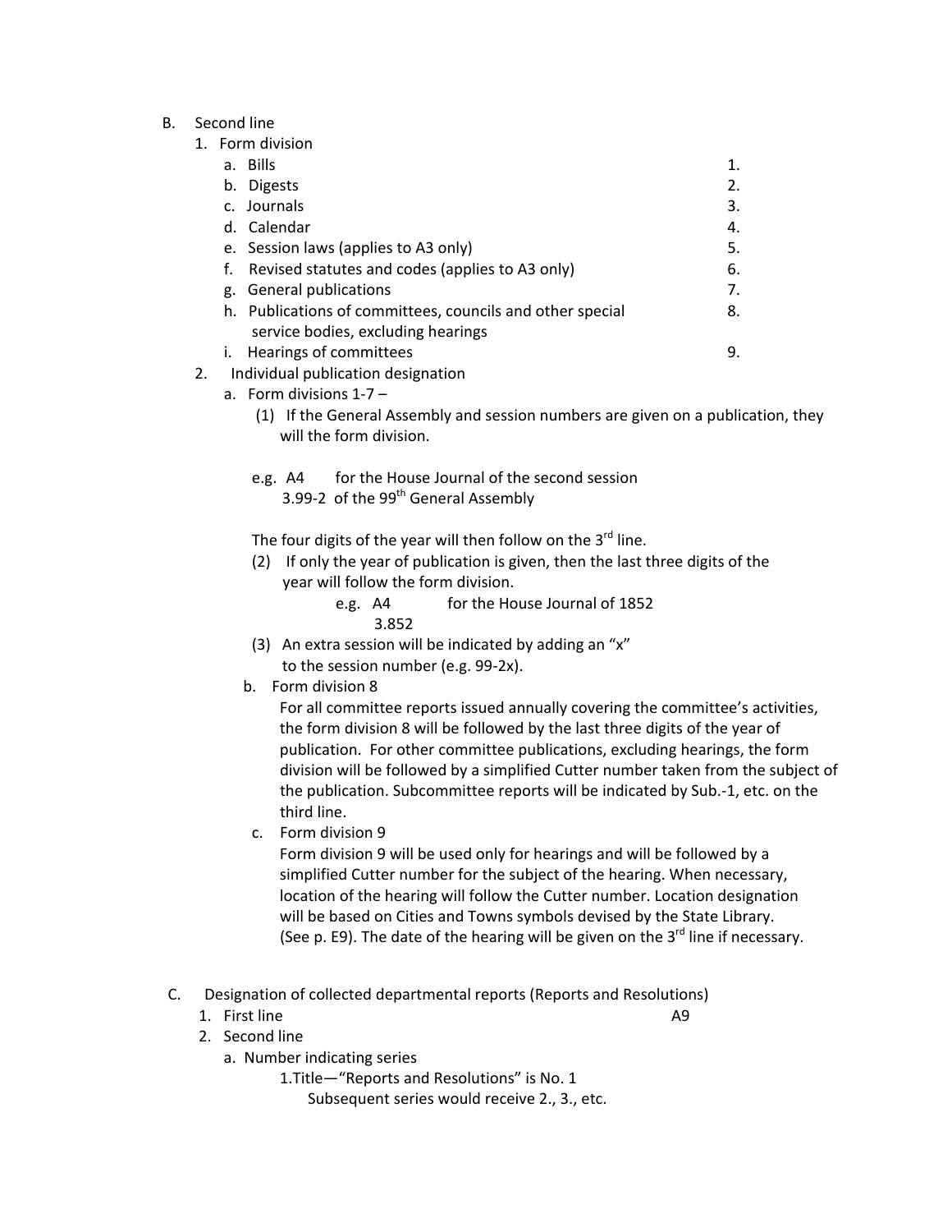B. Second line

1. Form division

| | |
|---|---|
| a. Bills | 1. |
| b. Digests | 2. |
| c. Journals | 3. |
| d. Calendar | 4. |
| e. Session laws (applies to A3 only) | 5. |
| f. Revised statutes and codes (applies to A3 only) | 6. |
| g. General publications | 7. |
| h. Publications of committees, councils and other special service bodies, excluding hearings | 8. |
| i. Hearings of committees | 9. |

2. Individual publication designation

   a. Form divisions 1-7 –

      (1) If the General Assembly and session numbers are given on a publication, they will the form division.

      e.g. A4 for the House Journal of the second session
      3.99-2 of the 99th General Assembly

      The four digits of the year will then follow on the 3rd line.

      (2) If only the year of publication is given, then the last three digits of the year will follow the form division.

      e.g. A4 for the House Journal of 1852
      3.852

      (3) An extra session will be indicated by adding an "x" to the session number (e.g. 99-2x).

   b. Form division 8

      For all committee reports issued annually covering the committee's activities, the form division 8 will be followed by the last three digits of the year of publication. For other committee publications, excluding hearings, the form division will be followed by a simplified Cutter number taken from the subject of the publication. Subcommittee reports will be indicated by Sub.-1, etc. on the third line.

   c. Form division 9

      Form division 9 will be used only for hearings and will be followed by a simplified Cutter number for the subject of the hearing. When necessary, location of the hearing will follow the Cutter number. Location designation will be based on Cities and Towns symbols devised by the State Library. (See p. E9). The date of the hearing will be given on the 3rd line if necessary.

C. Designation of collected departmental reports (Reports and Resolutions)

1. First line A9
2. Second line

   a. Number indicating series

      1.Title—"Reports and Resolutions" is No. 1
      Subsequent series would receive 2., 3., etc.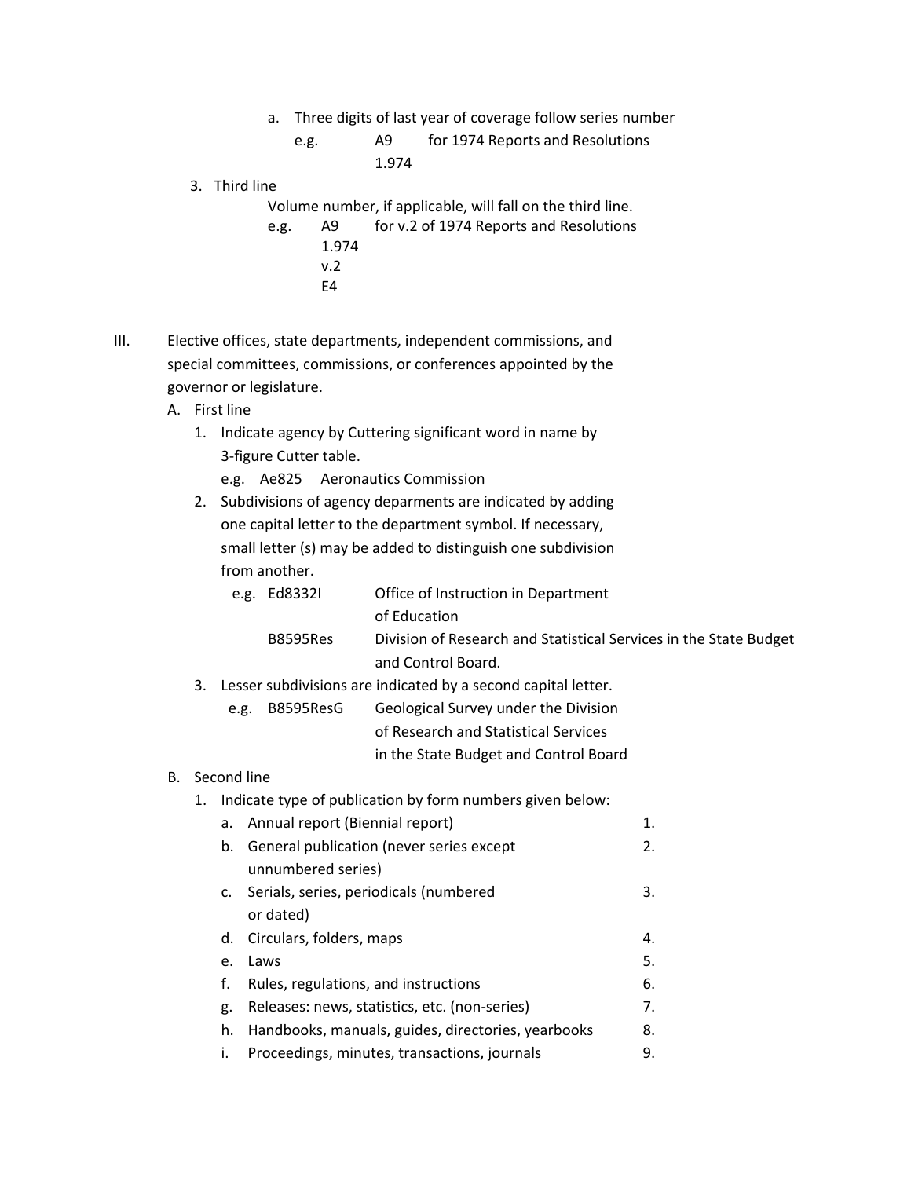a. Three digits of last year of coverage follow series number

   e.g. A9 for 1974 Reports and Resolutions
   1.974

3. Third line

   Volume number, if applicable, will fall on the third line.

   e.g. A9 for v.2 of 1974 Reports and Resolutions
   1.974
   v.2
   E4

III. Elective offices, state departments, independent commissions, and special committees, commissions, or conferences appointed by the governor or legislature.

A. First line

1. Indicate agency by Cuttering significant word in name by 3-figure Cutter table.

   e.g. Ae825 Aeronautics Commission

2. Subdivisions of agency deparments are indicated by adding one capital letter to the department symbol. If necessary, small letter (s) may be added to distinguish one subdivision from another.

   e.g. Ed8332I Office of Instruction in Department of Education

   B8595Res Division of Research and Statistical Services in the State Budget and Control Board.

3. Lesser subdivisions are indicated by a second capital letter.

   e.g. B8595ResG Geological Survey under the Division of Research and Statistical Services in the State Budget and Control Board

B. Second line

1. Indicate type of publication by form numbers given below:

| | | |
|---|---|---|
| a. | Annual report (Biennial report) | 1. |
| b. | General publication (never series except unnumbered series) | 2. |
| c. | Serials, series, periodicals (numbered or dated) | 3. |
| d. | Circulars, folders, maps | 4. |
| e. | Laws | 5. |
| f. | Rules, regulations, and instructions | 6. |
| g. | Releases: news, statistics, etc. (non-series) | 7. |
| h. | Handbooks, manuals, guides, directories, yearbooks | 8. |
| i. | Proceedings, minutes, transactions, journals | 9. |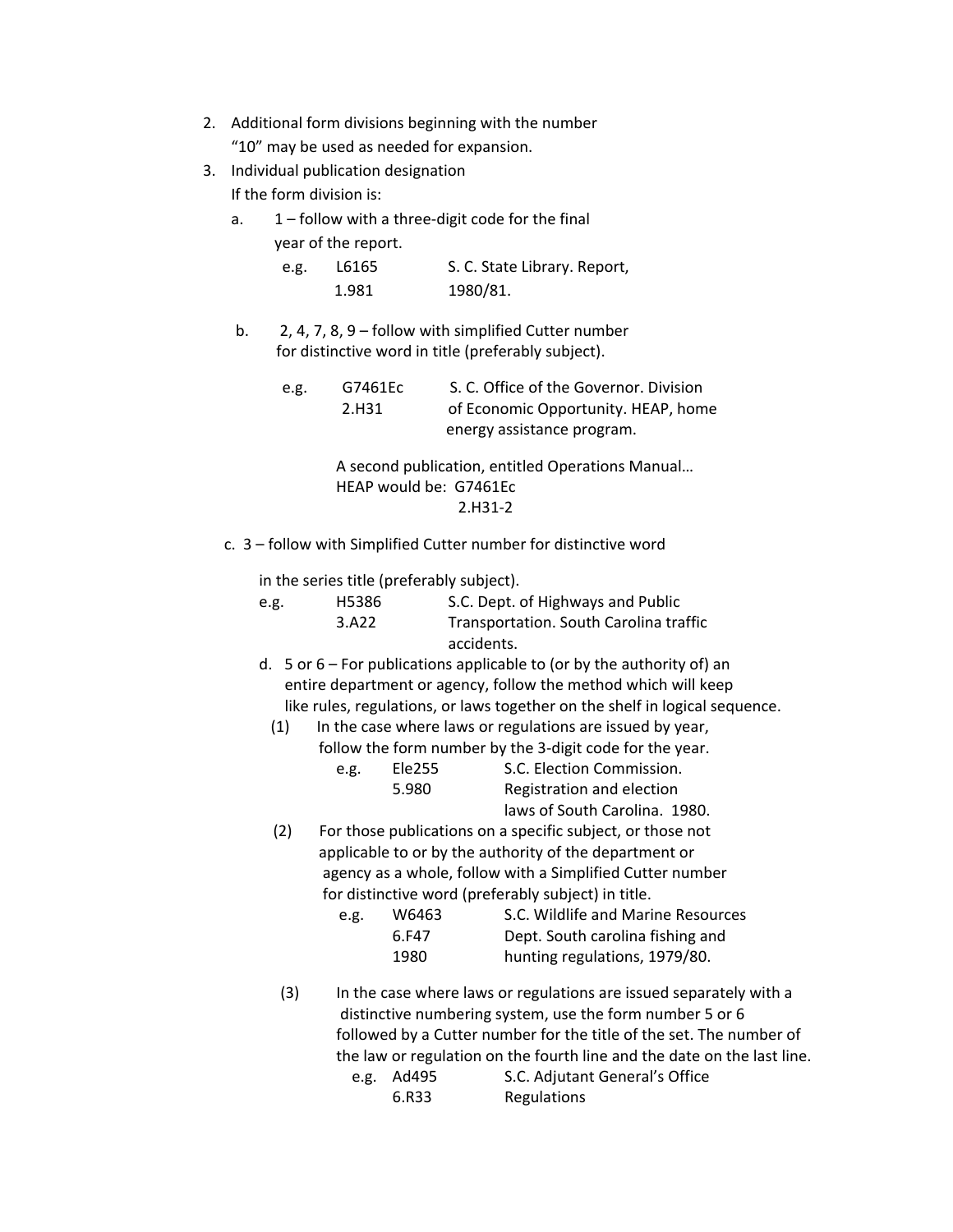2. Additional form divisions beginning with the number "10" may be used as needed for expansion.
3. Individual publication designation

   If the form division is:

   a. 1 – follow with a three-digit code for the final year of the report.

      e.g. L6165 1.981 — S. C. State Library. Report, 1980/81.

   b. 2, 4, 7, 8, 9 – follow with simplified Cutter number for distinctive word in title (preferably subject).

      e.g. G7461Ec 2.H31 — S. C. Office of the Governor. Division of Economic Opportunity. HEAP, home energy assistance program.

      A second publication, entitled Operations Manual… HEAP would be: G7461Ec 2.H31-2

   c. 3 – follow with Simplified Cutter number for distinctive word in the series title (preferably subject).

      e.g. H5386 3.A22 — S.C. Dept. of Highways and Public Transportation. South Carolina traffic accidents.

   d. 5 or 6 – For publications applicable to (or by the authority of) an entire department or agency, follow the method which will keep like rules, regulations, or laws together on the shelf in logical sequence.

      (1) In the case where laws or regulations are issued by year, follow the form number by the 3-digit code for the year.

         e.g. Ele255 5.980 — S.C. Election Commission. Registration and election laws of South Carolina. 1980.

      (2) For those publications on a specific subject, or those not applicable to or by the authority of the department or agency as a whole, follow with a Simplified Cutter number for distinctive word (preferably subject) in title.

         e.g. W6463 6.F47 1980 — S.C. Wildlife and Marine Resources Dept. South carolina fishing and hunting regulations, 1979/80.

      (3) In the case where laws or regulations are issued separately with a distinctive numbering system, use the form number 5 or 6 followed by a Cutter number for the title of the set. The number of the law or regulation on the fourth line and the date on the last line.

         e.g. Ad495 6.R33 — S.C. Adjutant General's Office Regulations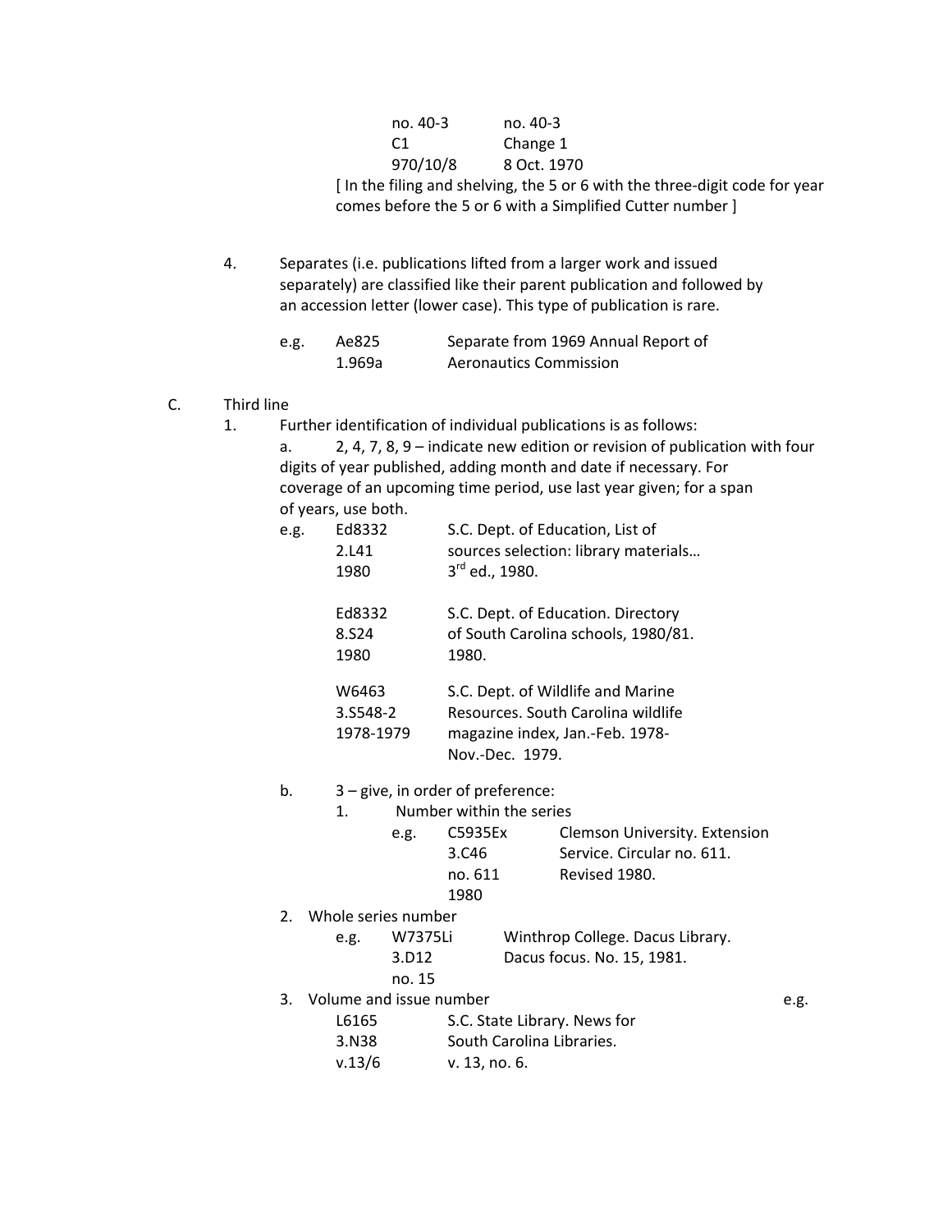| | |
|---|---|
| no. 40-3 | no. 40-3 |
| C1 | Change 1 |
| 970/10/8 | 8 Oct. 1970 |

[ In the filing and shelving, the 5 or 6 with the three-digit code for year comes before the 5 or 6 with a Simplified Cutter number ]

4. Separates (i.e. publications lifted from a larger work and issued separately) are classified like their parent publication and followed by an accession letter (lower case). This type of publication is rare.

   e.g.

   | | |
   |---|---|
   | Ae825<br>1.969a | Separate from 1969 Annual Report of Aeronautics Commission |

C. Third line

1. Further identification of individual publications is as follows:

   a. 2, 4, 7, 8, 9 – indicate new edition or revision of publication with four digits of year published, adding month and date if necessary. For coverage of an upcoming time period, use last year given; for a span of years, use both.

   e.g.

   | | |
   |---|---|
   | Ed8332<br>2.L41<br>1980 | S.C. Dept. of Education, List of sources selection: library materials… 3rd ed., 1980. |
   | Ed8332<br>8.S24<br>1980 | S.C. Dept. of Education. Directory of South Carolina schools, 1980/81. 1980. |
   | W6463<br>3.S548-2<br>1978-1979 | S.C. Dept. of Wildlife and Marine Resources. South Carolina wildlife magazine index, Jan.-Feb. 1978-Nov.-Dec. 1979. |

   b. 3 – give, in order of preference:

      1. Number within the series

         e.g.

         | | |
         |---|---|
         | C5935Ex<br>3.C46<br>no. 611<br>1980 | Clemson University. Extension Service. Circular no. 611. Revised 1980. |

   2. Whole series number

      e.g.

      | | |
      |---|---|
      | W7375Li<br>3.D12<br>no. 15 | Winthrop College. Dacus Library. Dacus focus. No. 15, 1981. |

   3. Volume and issue number e.g.

      | | |
      |---|---|
      | L6165<br>3.N38<br>v.13/6 | S.C. State Library. News for South Carolina Libraries. v. 13, no. 6. |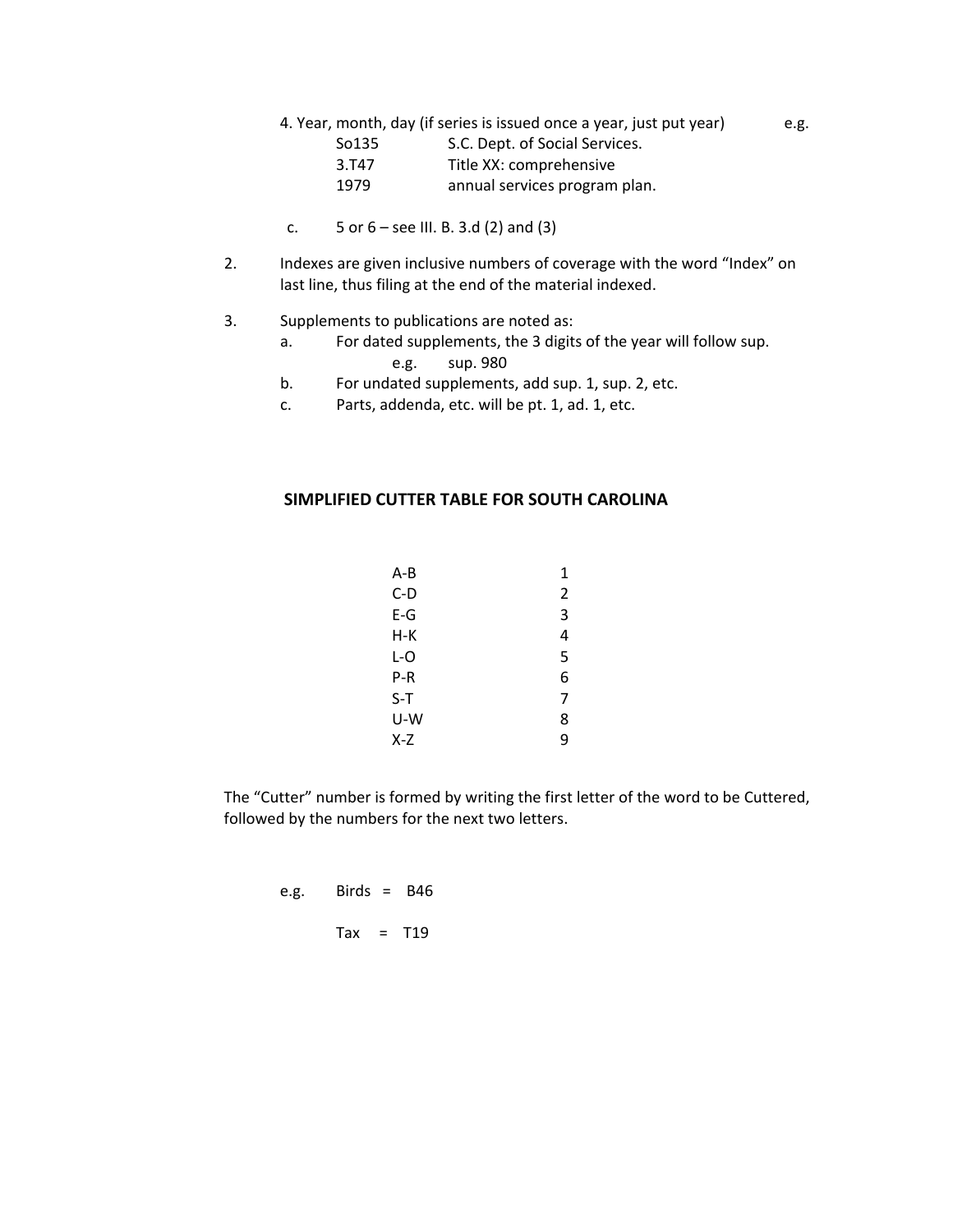4. Year, month, day (if series is issued once a year, just put year) e.g.

| | |
|---|---|
| So135 | S.C. Dept. of Social Services. |
| 3.T47 | Title XX: comprehensive |
| 1979 | annual services program plan. |

c. 5 or 6 – see III. B. 3.d (2) and (3)

2. Indexes are given inclusive numbers of coverage with the word "Index" on last line, thus filing at the end of the material indexed.

3. Supplements to publications are noted as:
   a. For dated supplements, the 3 digits of the year will follow sup.
      e.g. sup. 980
   b. For undated supplements, add sup. 1, sup. 2, etc.
   c. Parts, addenda, etc. will be pt. 1, ad. 1, etc.

## SIMPLIFIED CUTTER TABLE FOR SOUTH CAROLINA

| | |
|---|---|
| A-B | 1 |
| C-D | 2 |
| E-G | 3 |
| H-K | 4 |
| L-O | 5 |
| P-R | 6 |
| S-T | 7 |
| U-W | 8 |
| X-Z | 9 |

The "Cutter" number is formed by writing the first letter of the word to be Cuttered, followed by the numbers for the next two letters.

e.g. Birds = B46

Tax = T19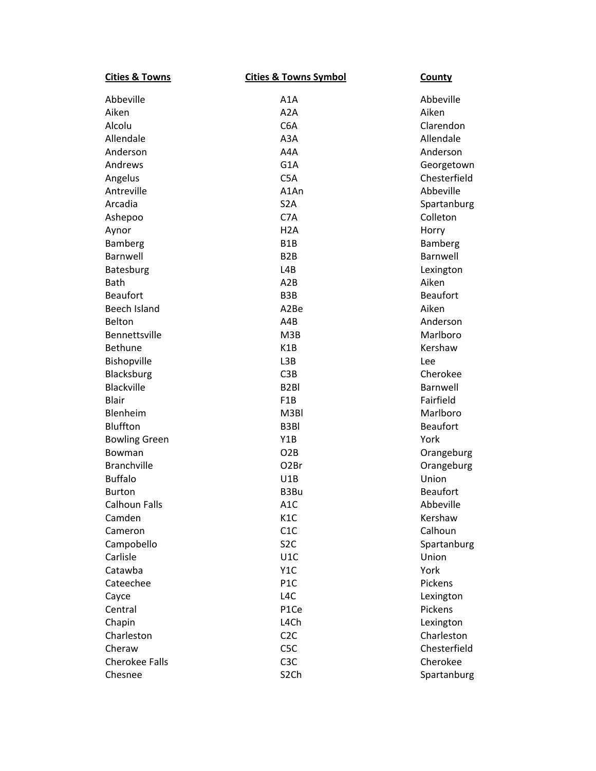| Cities & Towns | Cities & Towns Symbol | County |
|---|---|---|
| Abbeville | A1A | Abbeville |
| Aiken | A2A | Aiken |
| Alcolu | C6A | Clarendon |
| Allendale | A3A | Allendale |
| Anderson | A4A | Anderson |
| Andrews | G1A | Georgetown |
| Angelus | C5A | Chesterfield |
| Antreville | A1An | Abbeville |
| Arcadia | S2A | Spartanburg |
| Ashepoo | C7A | Colleton |
| Aynor | H2A | Horry |
| Bamberg | B1B | Bamberg |
| Barnwell | B2B | Barnwell |
| Batesburg | L4B | Lexington |
| Bath | A2B | Aiken |
| Beaufort | B3B | Beaufort |
| Beech Island | A2Be | Aiken |
| Belton | A4B | Anderson |
| Bennettsville | M3B | Marlboro |
| Bethune | K1B | Kershaw |
| Bishopville | L3B | Lee |
| Blacksburg | C3B | Cherokee |
| Blackville | B2Bl | Barnwell |
| Blair | F1B | Fairfield |
| Blenheim | M3Bl | Marlboro |
| Bluffton | B3Bl | Beaufort |
| Bowling Green | Y1B | York |
| Bowman | O2B | Orangeburg |
| Branchville | O2Br | Orangeburg |
| Buffalo | U1B | Union |
| Burton | B3Bu | Beaufort |
| Calhoun Falls | A1C | Abbeville |
| Camden | K1C | Kershaw |
| Cameron | C1C | Calhoun |
| Campobello | S2C | Spartanburg |
| Carlisle | U1C | Union |
| Catawba | Y1C | York |
| Cateechee | P1C | Pickens |
| Cayce | L4C | Lexington |
| Central | P1Ce | Pickens |
| Chapin | L4Ch | Lexington |
| Charleston | C2C | Charleston |
| Cheraw | C5C | Chesterfield |
| Cherokee Falls | C3C | Cherokee |
| Chesnee | S2Ch | Spartanburg |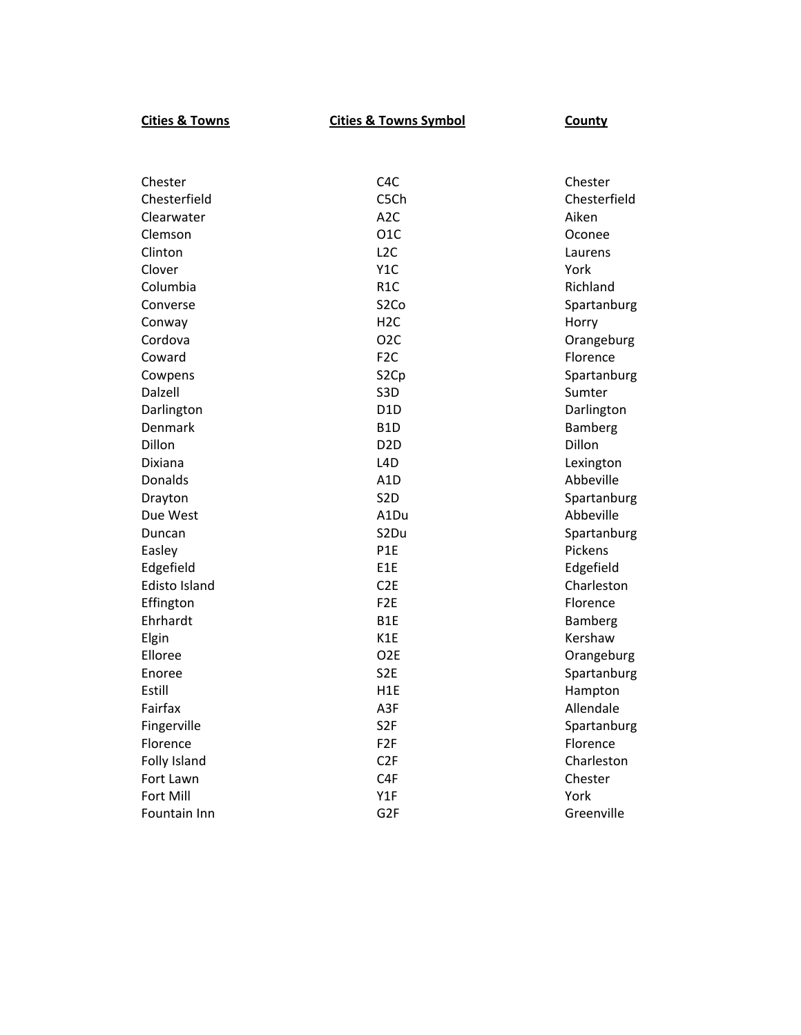| Cities & Towns | Cities & Towns Symbol | County |
|---|---|---|
| Chester | C4C | Chester |
| Chesterfield | C5Ch | Chesterfield |
| Clearwater | A2C | Aiken |
| Clemson | O1C | Oconee |
| Clinton | L2C | Laurens |
| Clover | Y1C | York |
| Columbia | R1C | Richland |
| Converse | S2Co | Spartanburg |
| Conway | H2C | Horry |
| Cordova | O2C | Orangeburg |
| Coward | F2C | Florence |
| Cowpens | S2Cp | Spartanburg |
| Dalzell | S3D | Sumter |
| Darlington | D1D | Darlington |
| Denmark | B1D | Bamberg |
| Dillon | D2D | Dillon |
| Dixiana | L4D | Lexington |
| Donalds | A1D | Abbeville |
| Drayton | S2D | Spartanburg |
| Due West | A1Du | Abbeville |
| Duncan | S2Du | Spartanburg |
| Easley | P1E | Pickens |
| Edgefield | E1E | Edgefield |
| Edisto Island | C2E | Charleston |
| Effington | F2E | Florence |
| Ehrhardt | B1E | Bamberg |
| Elgin | K1E | Kershaw |
| Elloree | O2E | Orangeburg |
| Enoree | S2E | Spartanburg |
| Estill | H1E | Hampton |
| Fairfax | A3F | Allendale |
| Fingerville | S2F | Spartanburg |
| Florence | F2F | Florence |
| Folly Island | C2F | Charleston |
| Fort Lawn | C4F | Chester |
| Fort Mill | Y1F | York |
| Fountain Inn | G2F | Greenville |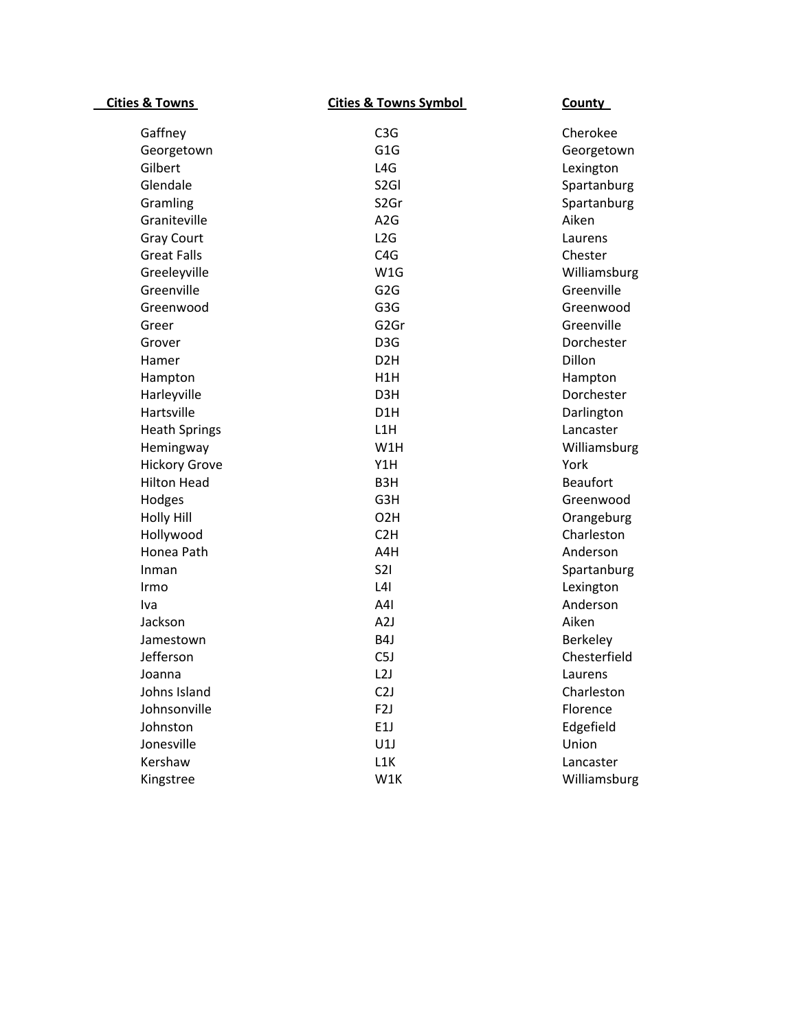| Cities & Towns | Cities & Towns Symbol | County |
|---|---|---|
| Gaffney | C3G | Cherokee |
| Georgetown | G1G | Georgetown |
| Gilbert | L4G | Lexington |
| Glendale | S2Gl | Spartanburg |
| Gramling | S2Gr | Spartanburg |
| Graniteville | A2G | Aiken |
| Gray Court | L2G | Laurens |
| Great Falls | C4G | Chester |
| Greeleyville | W1G | Williamsburg |
| Greenville | G2G | Greenville |
| Greenwood | G3G | Greenwood |
| Greer | G2Gr | Greenville |
| Grover | D3G | Dorchester |
| Hamer | D2H | Dillon |
| Hampton | H1H | Hampton |
| Harleyville | D3H | Dorchester |
| Hartsville | D1H | Darlington |
| Heath Springs | L1H | Lancaster |
| Hemingway | W1H | Williamsburg |
| Hickory Grove | Y1H | York |
| Hilton Head | B3H | Beaufort |
| Hodges | G3H | Greenwood |
| Holly Hill | O2H | Orangeburg |
| Hollywood | C2H | Charleston |
| Honea Path | A4H | Anderson |
| Inman | S2I | Spartanburg |
| Irmo | L4I | Lexington |
| Iva | A4I | Anderson |
| Jackson | A2J | Aiken |
| Jamestown | B4J | Berkeley |
| Jefferson | C5J | Chesterfield |
| Joanna | L2J | Laurens |
| Johns Island | C2J | Charleston |
| Johnsonville | F2J | Florence |
| Johnston | E1J | Edgefield |
| Jonesville | U1J | Union |
| Kershaw | L1K | Lancaster |
| Kingstree | W1K | Williamsburg |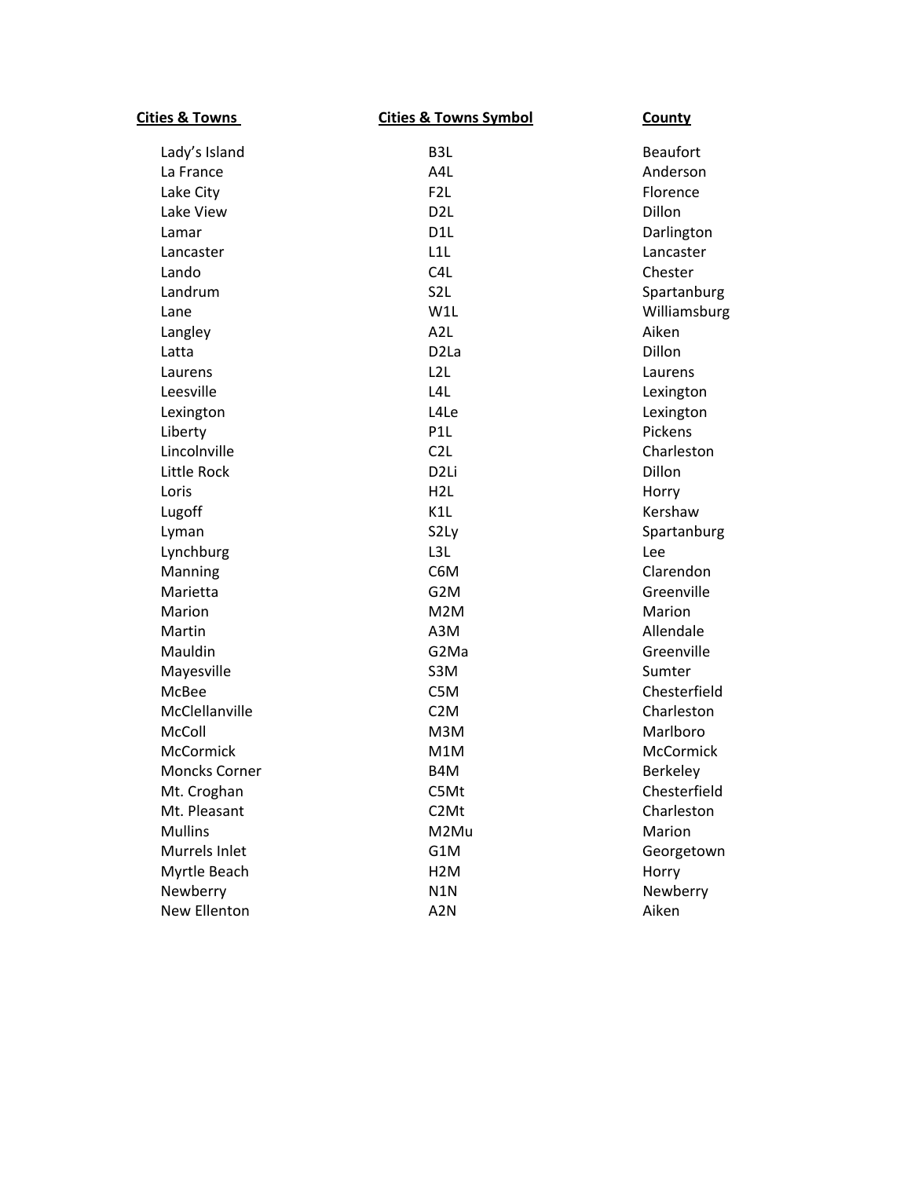| Cities & Towns | Cities & Towns Symbol | County |
|---|---|---|
| Lady's Island | B3L | Beaufort |
| La France | A4L | Anderson |
| Lake City | F2L | Florence |
| Lake View | D2L | Dillon |
| Lamar | D1L | Darlington |
| Lancaster | L1L | Lancaster |
| Lando | C4L | Chester |
| Landrum | S2L | Spartanburg |
| Lane | W1L | Williamsburg |
| Langley | A2L | Aiken |
| Latta | D2La | Dillon |
| Laurens | L2L | Laurens |
| Leesville | L4L | Lexington |
| Lexington | L4Le | Lexington |
| Liberty | P1L | Pickens |
| Lincolnville | C2L | Charleston |
| Little Rock | D2Li | Dillon |
| Loris | H2L | Horry |
| Lugoff | K1L | Kershaw |
| Lyman | S2Ly | Spartanburg |
| Lynchburg | L3L | Lee |
| Manning | C6M | Clarendon |
| Marietta | G2M | Greenville |
| Marion | M2M | Marion |
| Martin | A3M | Allendale |
| Mauldin | G2Ma | Greenville |
| Mayesville | S3M | Sumter |
| McBee | C5M | Chesterfield |
| McClellanville | C2M | Charleston |
| McColl | M3M | Marlboro |
| McCormick | M1M | McCormick |
| Moncks Corner | B4M | Berkeley |
| Mt. Croghan | C5Mt | Chesterfield |
| Mt. Pleasant | C2Mt | Charleston |
| Mullins | M2Mu | Marion |
| Murrels Inlet | G1M | Georgetown |
| Myrtle Beach | H2M | Horry |
| Newberry | N1N | Newberry |
| New Ellenton | A2N | Aiken |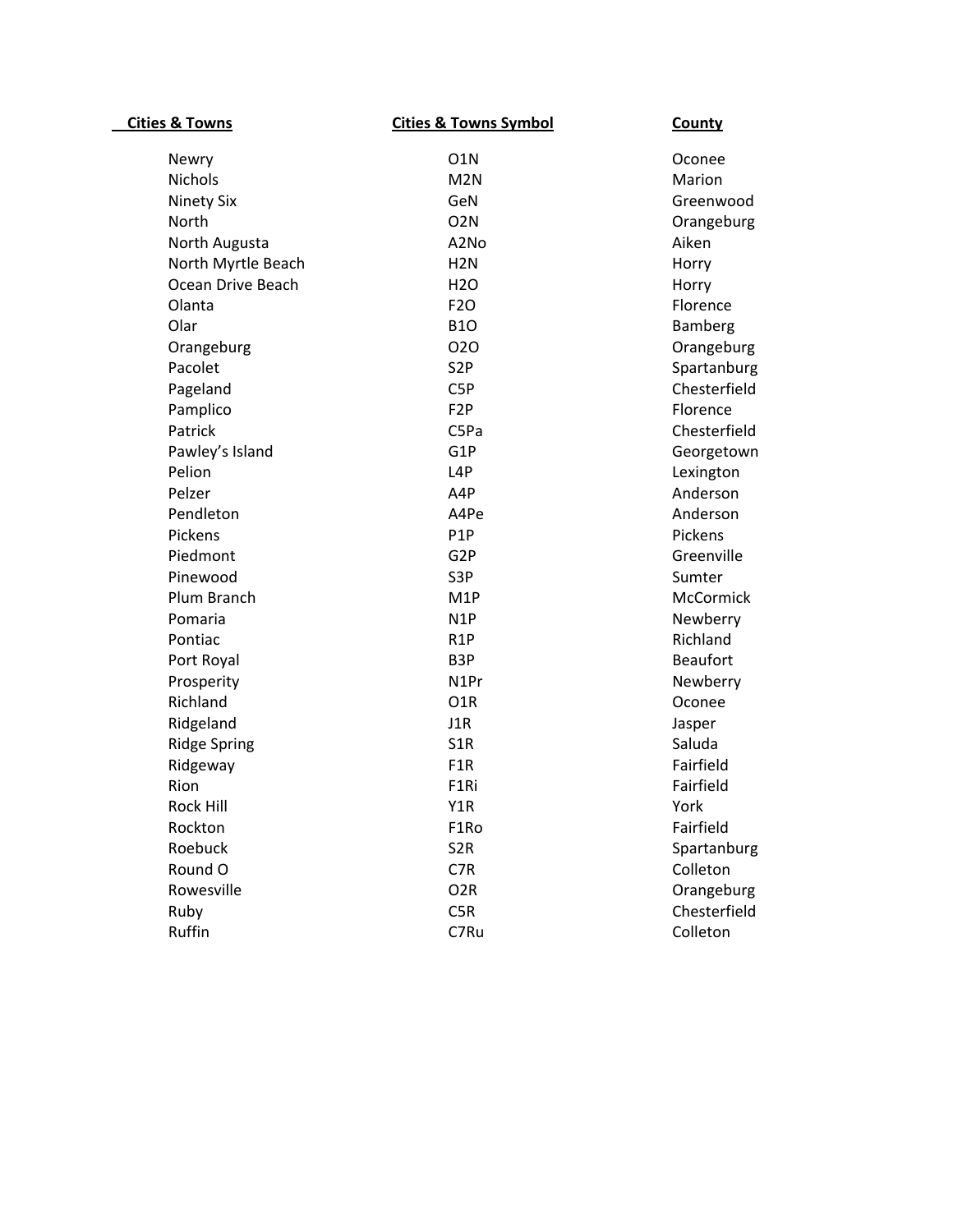| Cities & Towns | Cities & Towns Symbol | County |
|---|---|---|
| Newry | O1N | Oconee |
| Nichols | M2N | Marion |
| Ninety Six | GeN | Greenwood |
| North | O2N | Orangeburg |
| North Augusta | A2No | Aiken |
| North Myrtle Beach | H2N | Horry |
| Ocean Drive Beach | H2O | Horry |
| Olanta | F2O | Florence |
| Olar | B1O | Bamberg |
| Orangeburg | O2O | Orangeburg |
| Pacolet | S2P | Spartanburg |
| Pageland | C5P | Chesterfield |
| Pamplico | F2P | Florence |
| Patrick | C5Pa | Chesterfield |
| Pawley's Island | G1P | Georgetown |
| Pelion | L4P | Lexington |
| Pelzer | A4P | Anderson |
| Pendleton | A4Pe | Anderson |
| Pickens | P1P | Pickens |
| Piedmont | G2P | Greenville |
| Pinewood | S3P | Sumter |
| Plum Branch | M1P | McCormick |
| Pomaria | N1P | Newberry |
| Pontiac | R1P | Richland |
| Port Royal | B3P | Beaufort |
| Prosperity | N1Pr | Newberry |
| Richland | O1R | Oconee |
| Ridgeland | J1R | Jasper |
| Ridge Spring | S1R | Saluda |
| Ridgeway | F1R | Fairfield |
| Rion | F1Ri | Fairfield |
| Rock Hill | Y1R | York |
| Rockton | F1Ro | Fairfield |
| Roebuck | S2R | Spartanburg |
| Round O | C7R | Colleton |
| Rowesville | O2R | Orangeburg |
| Ruby | C5R | Chesterfield |
| Ruffin | C7Ru | Colleton |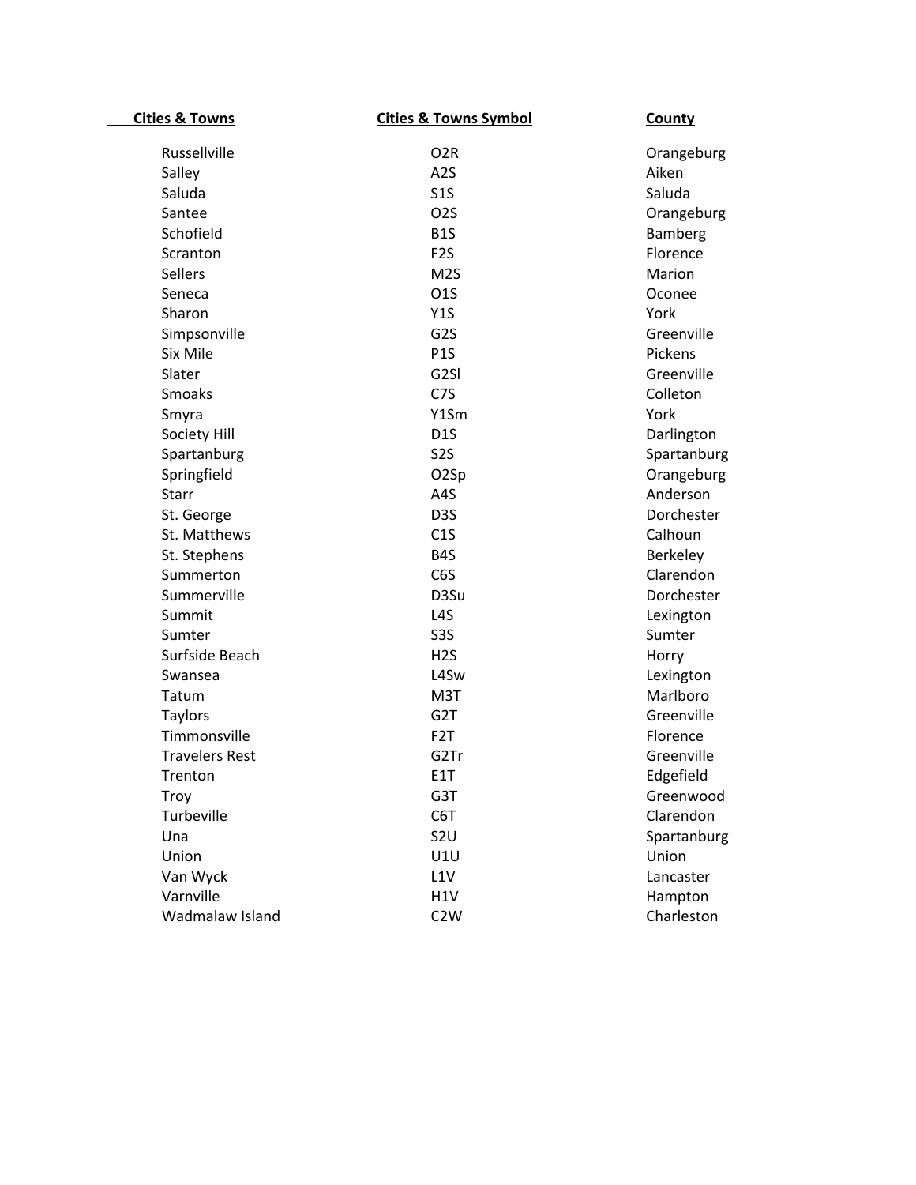| Cities & Towns | Cities & Towns Symbol | County |
| --- | --- | --- |
| Russellville | O2R | Orangeburg |
| Salley | A2S | Aiken |
| Saluda | S1S | Saluda |
| Santee | O2S | Orangeburg |
| Schofield | B1S | Bamberg |
| Scranton | F2S | Florence |
| Sellers | M2S | Marion |
| Seneca | O1S | Oconee |
| Sharon | Y1S | York |
| Simpsonville | G2S | Greenville |
| Six Mile | P1S | Pickens |
| Slater | G2Sl | Greenville |
| Smoaks | C7S | Colleton |
| Smyra | Y1Sm | York |
| Society Hill | D1S | Darlington |
| Spartanburg | S2S | Spartanburg |
| Springfield | O2Sp | Orangeburg |
| Starr | A4S | Anderson |
| St. George | D3S | Dorchester |
| St. Matthews | C1S | Calhoun |
| St. Stephens | B4S | Berkeley |
| Summerton | C6S | Clarendon |
| Summerville | D3Su | Dorchester |
| Summit | L4S | Lexington |
| Sumter | S3S | Sumter |
| Surfside Beach | H2S | Horry |
| Swansea | L4Sw | Lexington |
| Tatum | M3T | Marlboro |
| Taylors | G2T | Greenville |
| Timmonsville | F2T | Florence |
| Travelers Rest | G2Tr | Greenville |
| Trenton | E1T | Edgefield |
| Troy | G3T | Greenwood |
| Turbeville | C6T | Clarendon |
| Una | S2U | Spartanburg |
| Union | U1U | Union |
| Van Wyck | L1V | Lancaster |
| Varnville | H1V | Hampton |
| Wadmalaw Island | C2W | Charleston |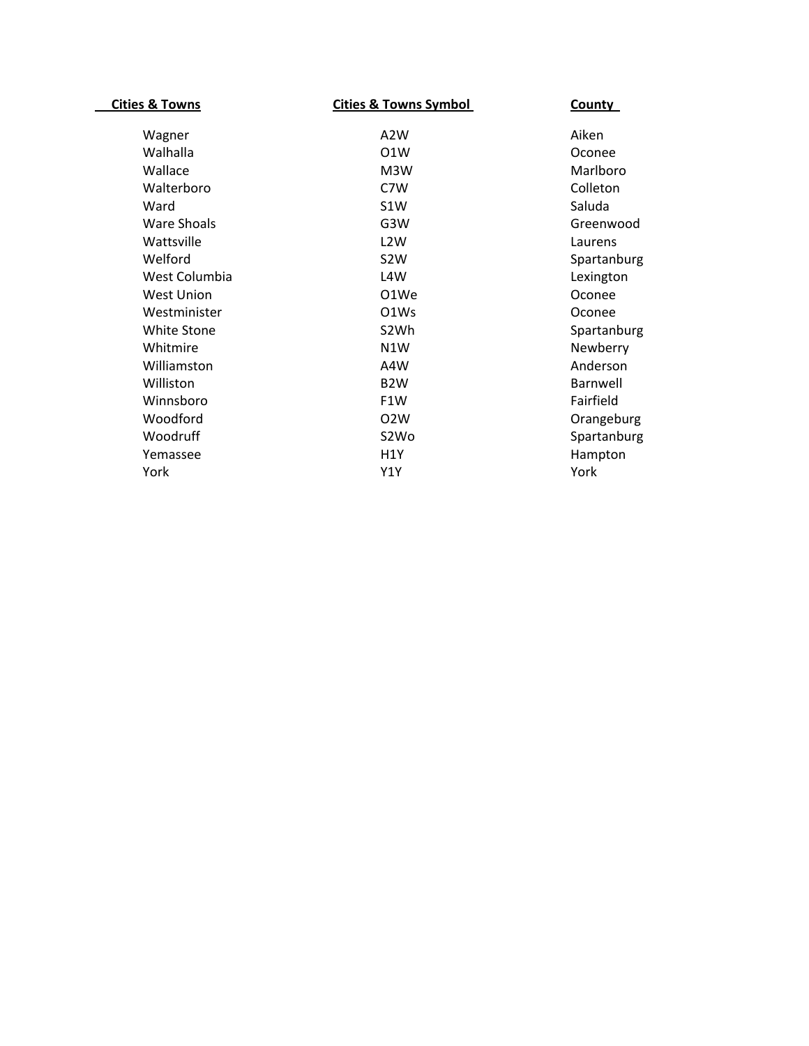| Cities & Towns | Cities & Towns Symbol | County |
|---|---|---|
| Wagner | A2W | Aiken |
| Walhalla | O1W | Oconee |
| Wallace | M3W | Marlboro |
| Walterboro | C7W | Colleton |
| Ward | S1W | Saluda |
| Ware Shoals | G3W | Greenwood |
| Wattsville | L2W | Laurens |
| Welford | S2W | Spartanburg |
| West Columbia | L4W | Lexington |
| West Union | O1We | Oconee |
| Westminister | O1Ws | Oconee |
| White Stone | S2Wh | Spartanburg |
| Whitmire | N1W | Newberry |
| Williamston | A4W | Anderson |
| Williston | B2W | Barnwell |
| Winnsboro | F1W | Fairfield |
| Woodford | O2W | Orangeburg |
| Woodruff | S2Wo | Spartanburg |
| Yemassee | H1Y | Hampton |
| York | Y1Y | York |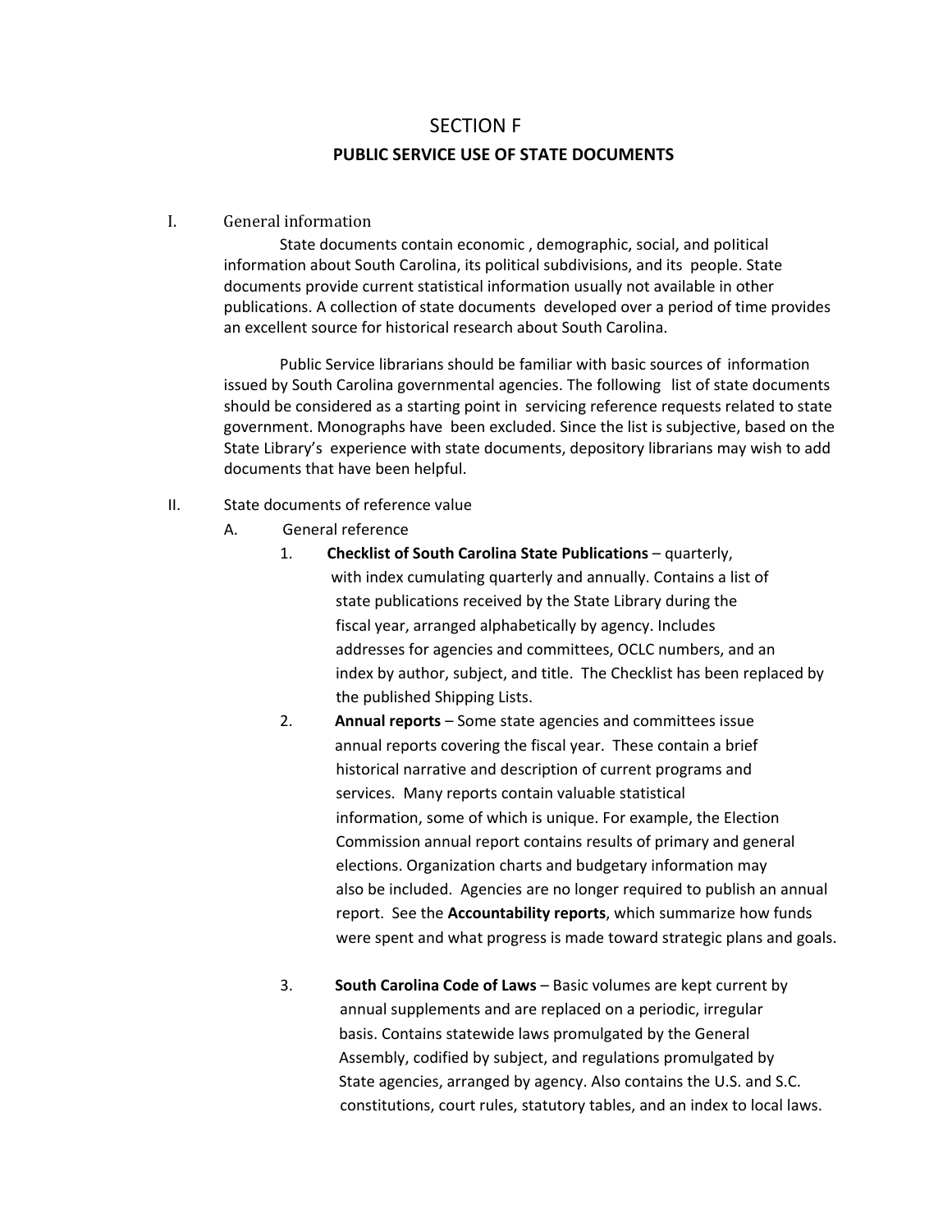# SECTION F

## PUBLIC SERVICE USE OF STATE DOCUMENTS

I. General information

State documents contain economic , demographic, social, and political information about South Carolina, its political subdivisions, and its people. State documents provide current statistical information usually not available in other publications. A collection of state documents developed over a period of time provides an excellent source for historical research about South Carolina.

Public Service librarians should be familiar with basic sources of information issued by South Carolina governmental agencies. The following list of state documents should be considered as a starting point in servicing reference requests related to state government. Monographs have been excluded. Since the list is subjective, based on the State Library's experience with state documents, depository librarians may wish to add documents that have been helpful.

II. State documents of reference value

A. General reference

1. **Checklist of South Carolina State Publications** – quarterly, with index cumulating quarterly and annually. Contains a list of state publications received by the State Library during the fiscal year, arranged alphabetically by agency. Includes addresses for agencies and committees, OCLC numbers, and an index by author, subject, and title. The Checklist has been replaced by the published Shipping Lists.

2. **Annual reports** – Some state agencies and committees issue annual reports covering the fiscal year. These contain a brief historical narrative and description of current programs and services. Many reports contain valuable statistical information, some of which is unique. For example, the Election Commission annual report contains results of primary and general elections. Organization charts and budgetary information may also be included. Agencies are no longer required to publish an annual report. See the **Accountability reports**, which summarize how funds were spent and what progress is made toward strategic plans and goals.

3. **South Carolina Code of Laws** – Basic volumes are kept current by annual supplements and are replaced on a periodic, irregular basis. Contains statewide laws promulgated by the General Assembly, codified by subject, and regulations promulgated by State agencies, arranged by agency. Also contains the U.S. and S.C. constitutions, court rules, statutory tables, and an index to local laws.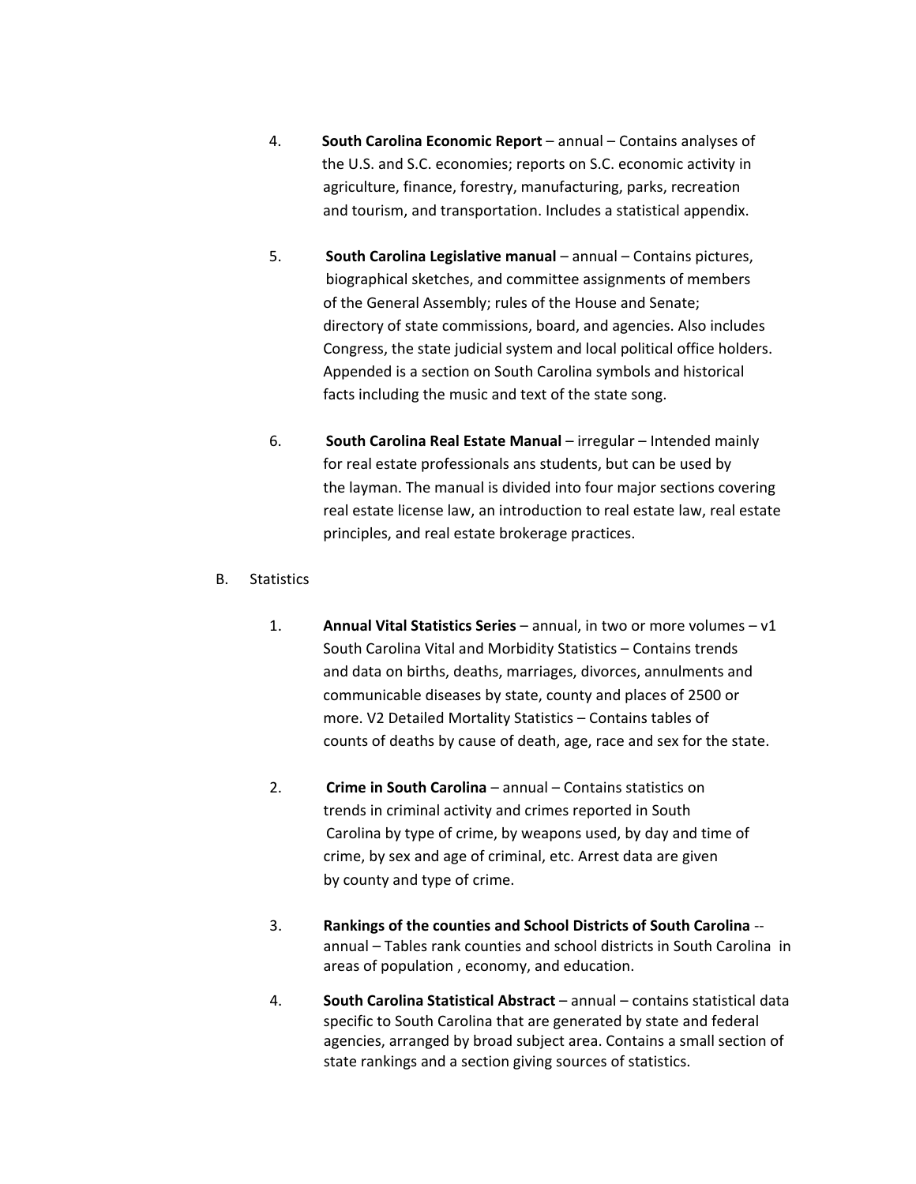4. **South Carolina Economic Report** – annual – Contains analyses of the U.S. and S.C. economies; reports on S.C. economic activity in agriculture, finance, forestry, manufacturing, parks, recreation and tourism, and transportation. Includes a statistical appendix.

5. **South Carolina Legislative manual** – annual – Contains pictures, biographical sketches, and committee assignments of members of the General Assembly; rules of the House and Senate; directory of state commissions, board, and agencies. Also includes Congress, the state judicial system and local political office holders. Appended is a section on South Carolina symbols and historical facts including the music and text of the state song.

6. **South Carolina Real Estate Manual** – irregular – Intended mainly for real estate professionals ans students, but can be used by the layman. The manual is divided into four major sections covering real estate license law, an introduction to real estate law, real estate principles, and real estate brokerage practices.

B. Statistics

1. **Annual Vital Statistics Series** – annual, in two or more volumes – v1 South Carolina Vital and Morbidity Statistics – Contains trends and data on births, deaths, marriages, divorces, annulments and communicable diseases by state, county and places of 2500 or more. V2 Detailed Mortality Statistics – Contains tables of counts of deaths by cause of death, age, race and sex for the state.

2. **Crime in South Carolina** – annual – Contains statistics on trends in criminal activity and crimes reported in South Carolina by type of crime, by weapons used, by day and time of crime, by sex and age of criminal, etc. Arrest data are given by county and type of crime.

3. **Rankings of the counties and School Districts of South Carolina** -- annual – Tables rank counties and school districts in South Carolina in areas of population , economy, and education.

4. **South Carolina Statistical Abstract** – annual – contains statistical data specific to South Carolina that are generated by state and federal agencies, arranged by broad subject area. Contains a small section of state rankings and a section giving sources of statistics.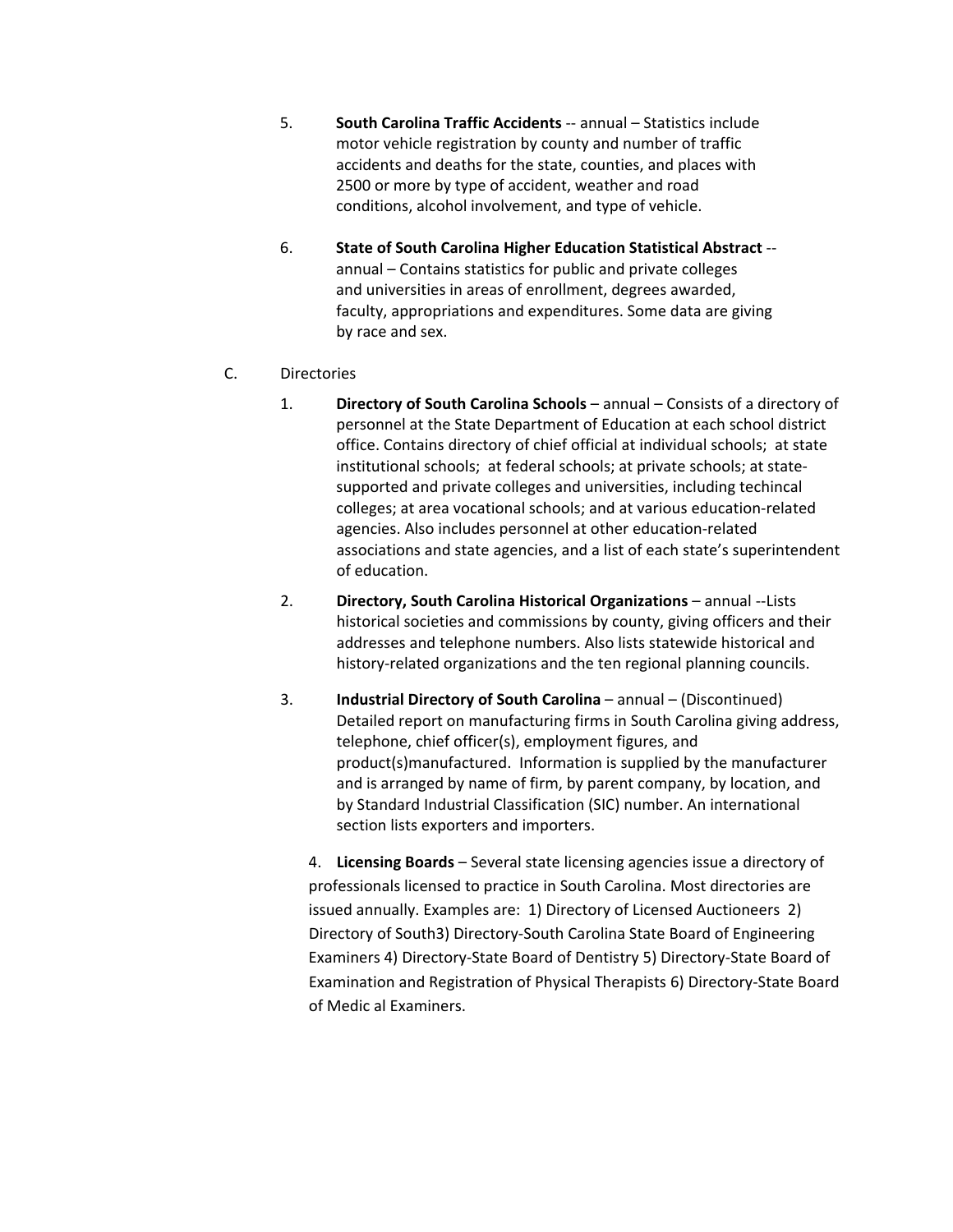5. **South Carolina Traffic Accidents** -- annual – Statistics include motor vehicle registration by county and number of traffic accidents and deaths for the state, counties, and places with 2500 or more by type of accident, weather and road conditions, alcohol involvement, and type of vehicle.

6. **State of South Carolina Higher Education Statistical Abstract** -- annual – Contains statistics for public and private colleges and universities in areas of enrollment, degrees awarded, faculty, appropriations and expenditures. Some data are giving by race and sex.

C. Directories

1. **Directory of South Carolina Schools** – annual – Consists of a directory of personnel at the State Department of Education at each school district office. Contains directory of chief official at individual schools; at state institutional schools; at federal schools; at private schools; at state-supported and private colleges and universities, including techincal colleges; at area vocational schools; and at various education-related agencies. Also includes personnel at other education-related associations and state agencies, and a list of each state's superintendent of education.

2. **Directory, South Carolina Historical Organizations** – annual --Lists historical societies and commissions by county, giving officers and their addresses and telephone numbers. Also lists statewide historical and history-related organizations and the ten regional planning councils.

3. **Industrial Directory of South Carolina** – annual – (Discontinued) Detailed report on manufacturing firms in South Carolina giving address, telephone, chief officer(s), employment figures, and product(s)manufactured. Information is supplied by the manufacturer and is arranged by name of firm, by parent company, by location, and by Standard Industrial Classification (SIC) number. An international section lists exporters and importers.

4. **Licensing Boards** – Several state licensing agencies issue a directory of professionals licensed to practice in South Carolina. Most directories are issued annually. Examples are: 1) Directory of Licensed Auctioneers 2) Directory of South3) Directory-South Carolina State Board of Engineering Examiners 4) Directory-State Board of Dentistry 5) Directory-State Board of Examination and Registration of Physical Therapists 6) Directory-State Board of Medic al Examiners.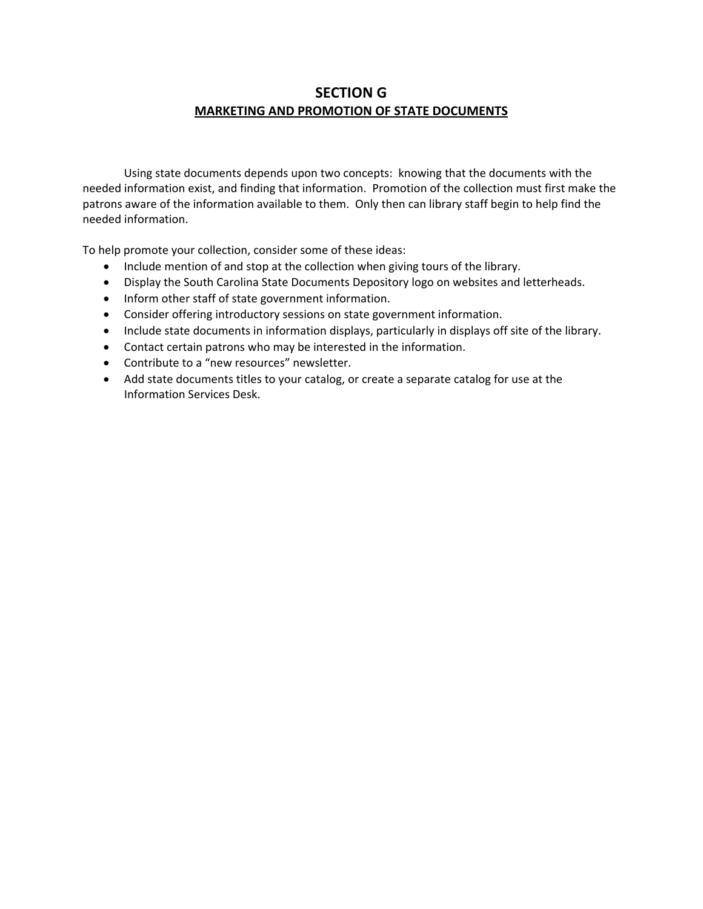# SECTION G

## MARKETING AND PROMOTION OF STATE DOCUMENTS

Using state documents depends upon two concepts: knowing that the documents with the needed information exist, and finding that information. Promotion of the collection must first make the patrons aware of the information available to them. Only then can library staff begin to help find the needed information.

To help promote your collection, consider some of these ideas:

- Include mention of and stop at the collection when giving tours of the library.
- Display the South Carolina State Documents Depository logo on websites and letterheads.
- Inform other staff of state government information.
- Consider offering introductory sessions on state government information.
- Include state documents in information displays, particularly in displays off site of the library.
- Contact certain patrons who may be interested in the information.
- Contribute to a "new resources" newsletter.
- Add state documents titles to your catalog, or create a separate catalog for use at the Information Services Desk.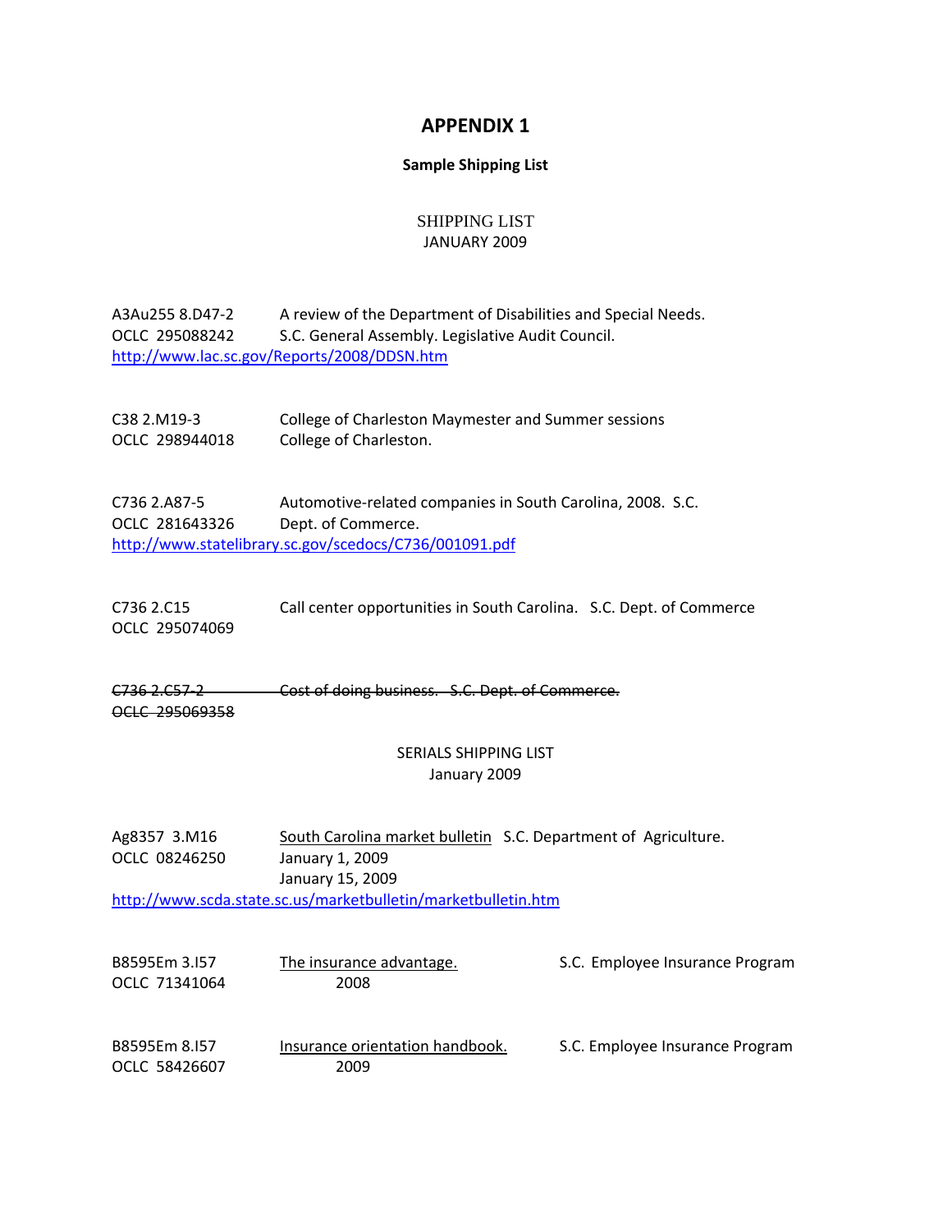# APPENDIX 1

**Sample Shipping List**

SHIPPING LIST
JANUARY 2009

A3Au255 8.D47-2 A review of the Department of Disabilities and Special Needs.
OCLC 295088242 S.C. General Assembly. Legislative Audit Council.
http://www.lac.sc.gov/Reports/2008/DDSN.htm

C38 2.M19-3 College of Charleston Maymester and Summer sessions
OCLC 298944018 College of Charleston.

C736 2.A87-5 Automotive-related companies in South Carolina, 2008. S.C.
OCLC 281643326 Dept. of Commerce.
http://www.statelibrary.sc.gov/scedocs/C736/001091.pdf

C736 2.C15 Call center opportunities in South Carolina. S.C. Dept. of Commerce
OCLC 295074069

~~C736 2.C57-2 Cost of doing business. S.C. Dept. of Commerce.~~
~~OCLC 295069358~~

SERIALS SHIPPING LIST
January 2009

Ag8357 3.M16 South Carolina market bulletin S.C. Department of Agriculture.
OCLC 08246250 January 1, 2009
January 15, 2009
http://www.scda.state.sc.us/marketbulletin/marketbulletin.htm

B8595Em 3.I57 The insurance advantage. S.C. Employee Insurance Program
OCLC 71341064 2008

B8595Em 8.I57 Insurance orientation handbook. S.C. Employee Insurance Program
OCLC 58426607 2009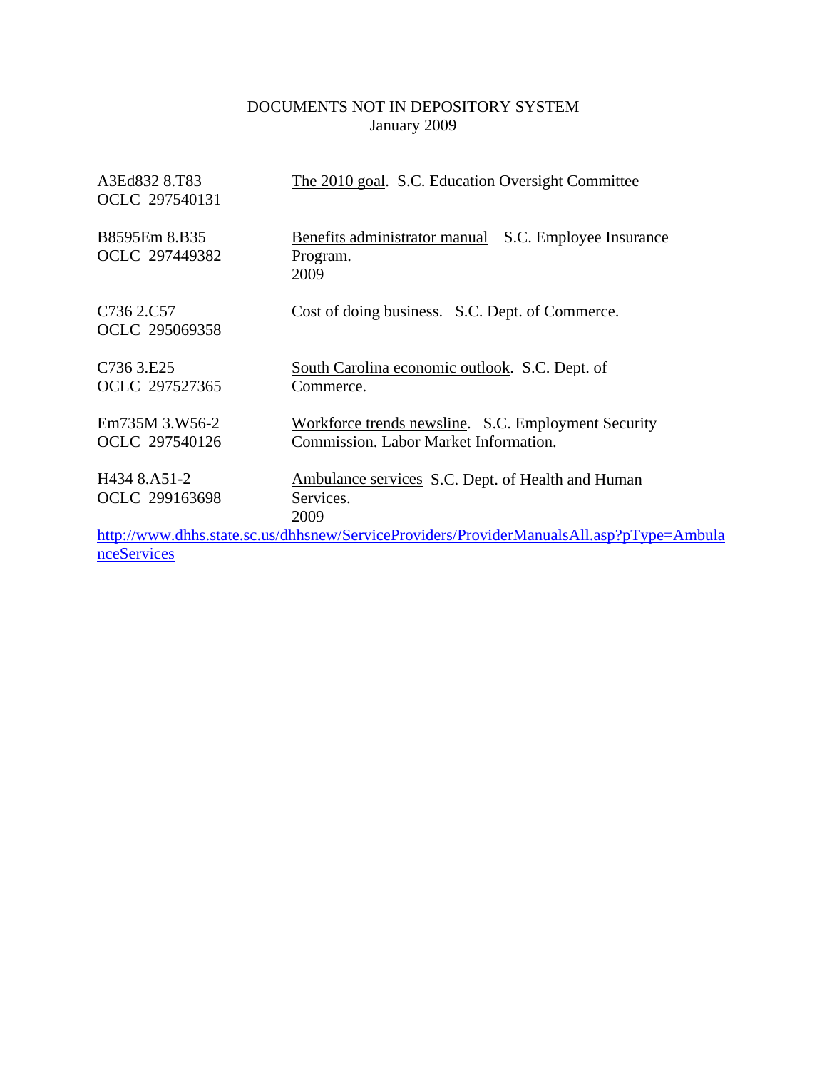DOCUMENTS NOT IN DEPOSITORY SYSTEM
January 2009

| | |
|---|---|
| A3Ed832 8.T83<br>OCLC 297540131 | The 2010 goal. S.C. Education Oversight Committee |
| B8595Em 8.B35<br>OCLC 297449382 | Benefits administrator manual S.C. Employee Insurance Program.<br>2009 |
| C736 2.C57<br>OCLC 295069358 | Cost of doing business. S.C. Dept. of Commerce. |
| C736 3.E25<br>OCLC 297527365 | South Carolina economic outlook. S.C. Dept. of Commerce. |
| Em735M 3.W56-2<br>OCLC 297540126 | Workforce trends newsline. S.C. Employment Security Commission. Labor Market Information. |
| H434 8.A51-2<br>OCLC 299163698 | Ambulance services S.C. Dept. of Health and Human Services.<br>2009 |

http://www.dhhs.state.sc.us/dhhsnew/ServiceProviders/ProviderManualsAll.asp?pType=AmbulanceServices